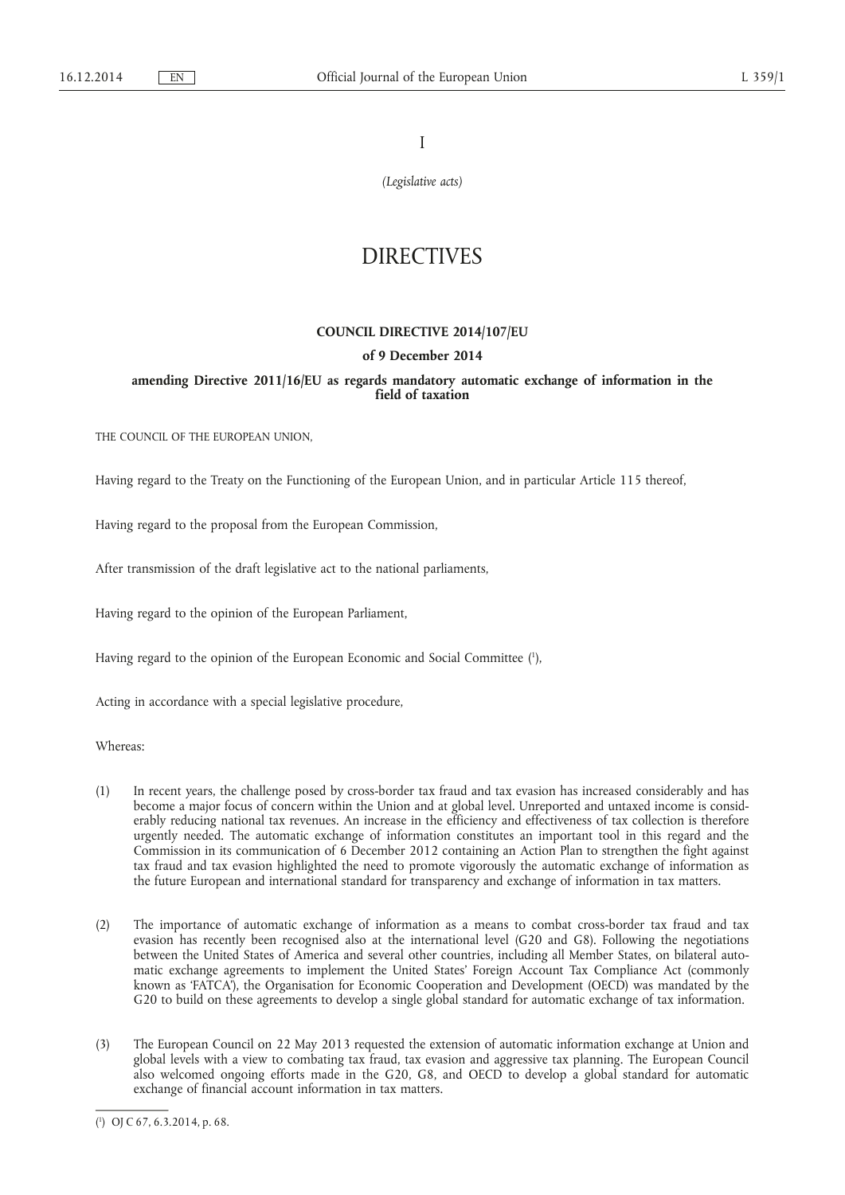I

*(Legislative acts)*

# DIRECTIVES

## COUNCIL DIRECTIVE 2014/107/EU

### of 9 December 2014

### amending Directive 2011/16/EU as regards mandatory automatic exchange of information in the field of taxation

THE COUNCIL OF THE EUROPEAN UNION,

Having regard to the Treaty on the Functioning of the European Union, and in particular Article 115 thereof,

Having regard to the proposal from the European Commission,

After transmission of the draft legislative act to the national parliaments,

Having regard to the opinion of the European Parliament,

Having regard to the opinion of the European Economic and Social Committee [1],

Acting in accordance with a special legislative procedure,

Whereas:

(1) In recent years, the challenge posed by cross-border tax fraud and tax evasion has increased considerably and has become a major focus of concern within the Union and at global level. Unreported and untaxed income is considerably reducing national tax revenues. An increase in the efficiency and effectiveness of tax collection is therefore urgently needed. The automatic exchange of information constitutes an important tool in this regard and the Commission in its communication of 6 December 2012 containing an Action Plan to strengthen the fight against tax fraud and tax evasion highlighted the need to promote vigorously the automatic exchange of information as the future European and international standard for transparency and exchange of information in tax matters.

(2) The importance of automatic exchange of information as a means to combat cross-border tax fraud and tax evasion has recently been recognised also at the international level (G20 and G8). Following the negotiations between the United States of America and several other countries, including all Member States, on bilateral automatic exchange agreements to implement the United States' Foreign Account Tax Compliance Act (commonly known as 'FATCA'), the Organisation for Economic Cooperation and Development (OECD) was mandated by the G20 to build on these agreements to develop a single global standard for automatic exchange of tax information.

(3) The European Council on 22 May 2013 requested the extension of automatic information exchange at Union and global levels with a view to combating tax fraud, tax evasion and aggressive tax planning. The European Council also welcomed ongoing efforts made in the G20, G8, and OECD to develop a global standard for automatic exchange of financial account information in tax matters.

[1] OJ C 67, 6.3.2014, p. 68.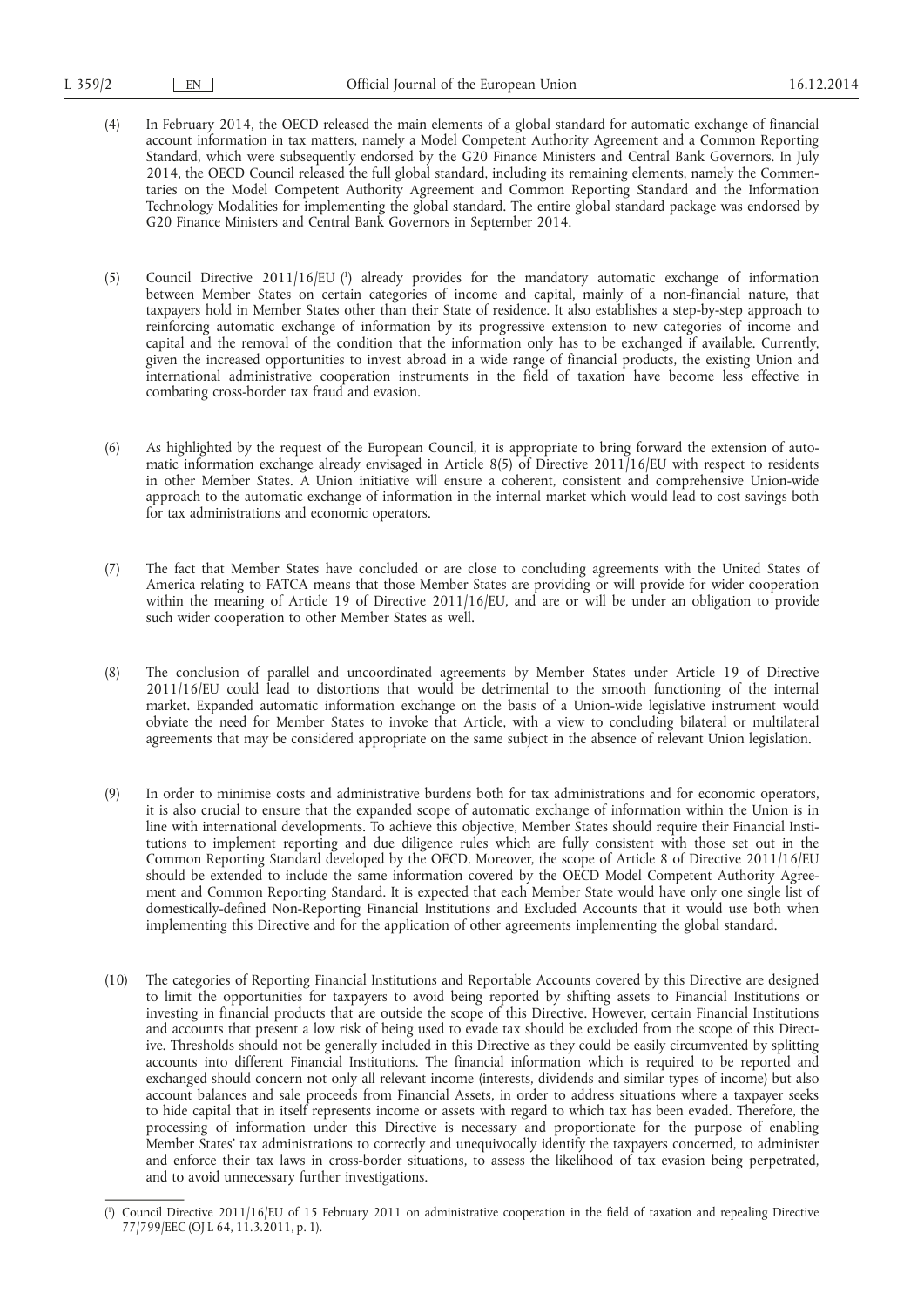(4) In February 2014, the OECD released the main elements of a global standard for automatic exchange of financial account information in tax matters, namely a Model Competent Authority Agreement and a Common Reporting Standard, which were subsequently endorsed by the G20 Finance Ministers and Central Bank Governors. In July 2014, the OECD Council released the full global standard, including its remaining elements, namely the Commentaries on the Model Competent Authority Agreement and Common Reporting Standard and the Information Technology Modalities for implementing the global standard. The entire global standard package was endorsed by G20 Finance Ministers and Central Bank Governors in September 2014.

(5) Council Directive 2011/16/EU [1] already provides for the mandatory automatic exchange of information between Member States on certain categories of income and capital, mainly of a non-financial nature, that taxpayers hold in Member States other than their State of residence. It also establishes a step-by-step approach to reinforcing automatic exchange of information by its progressive extension to new categories of income and capital and the removal of the condition that the information only has to be exchanged if available. Currently, given the increased opportunities to invest abroad in a wide range of financial products, the existing Union and international administrative cooperation instruments in the field of taxation have become less effective in combating cross-border tax fraud and evasion.

(6) As highlighted by the request of the European Council, it is appropriate to bring forward the extension of automatic information exchange already envisaged in Article 8(5) of Directive 2011/16/EU with respect to residents in other Member States. A Union initiative will ensure a coherent, consistent and comprehensive Union-wide approach to the automatic exchange of information in the internal market which would lead to cost savings both for tax administrations and economic operators.

(7) The fact that Member States have concluded or are close to concluding agreements with the United States of America relating to FATCA means that those Member States are providing or will provide for wider cooperation within the meaning of Article 19 of Directive 2011/16/EU, and are or will be under an obligation to provide such wider cooperation to other Member States as well.

(8) The conclusion of parallel and uncoordinated agreements by Member States under Article 19 of Directive 2011/16/EU could lead to distortions that would be detrimental to the smooth functioning of the internal market. Expanded automatic information exchange on the basis of a Union-wide legislative instrument would obviate the need for Member States to invoke that Article, with a view to concluding bilateral or multilateral agreements that may be considered appropriate on the same subject in the absence of relevant Union legislation.

(9) In order to minimise costs and administrative burdens both for tax administrations and for economic operators, it is also crucial to ensure that the expanded scope of automatic exchange of information within the Union is in line with international developments. To achieve this objective, Member States should require their Financial Institutions to implement reporting and due diligence rules which are fully consistent with those set out in the Common Reporting Standard developed by the OECD. Moreover, the scope of Article 8 of Directive 2011/16/EU should be extended to include the same information covered by the OECD Model Competent Authority Agreement and Common Reporting Standard. It is expected that each Member State would have only one single list of domestically-defined Non-Reporting Financial Institutions and Excluded Accounts that it would use both when implementing this Directive and for the application of other agreements implementing the global standard.

(10) The categories of Reporting Financial Institutions and Reportable Accounts covered by this Directive are designed to limit the opportunities for taxpayers to avoid being reported by shifting assets to Financial Institutions or investing in financial products that are outside the scope of this Directive. However, certain Financial Institutions and accounts that present a low risk of being used to evade tax should be excluded from the scope of this Directive. Thresholds should not be generally included in this Directive as they could be easily circumvented by splitting accounts into different Financial Institutions. The financial information which is required to be reported and exchanged should concern not only all relevant income (interests, dividends and similar types of income) but also account balances and sale proceeds from Financial Assets, in order to address situations where a taxpayer seeks to hide capital that in itself represents income or assets with regard to which tax has been evaded. Therefore, the processing of information under this Directive is necessary and proportionate for the purpose of enabling Member States' tax administrations to correctly and unequivocally identify the taxpayers concerned, to administer and enforce their tax laws in cross-border situations, to assess the likelihood of tax evasion being perpetrated, and to avoid unnecessary further investigations.

[1] Council Directive 2011/16/EU of 15 February 2011 on administrative cooperation in the field of taxation and repealing Directive 77/799/EEC (OJ L 64, 11.3.2011, p. 1).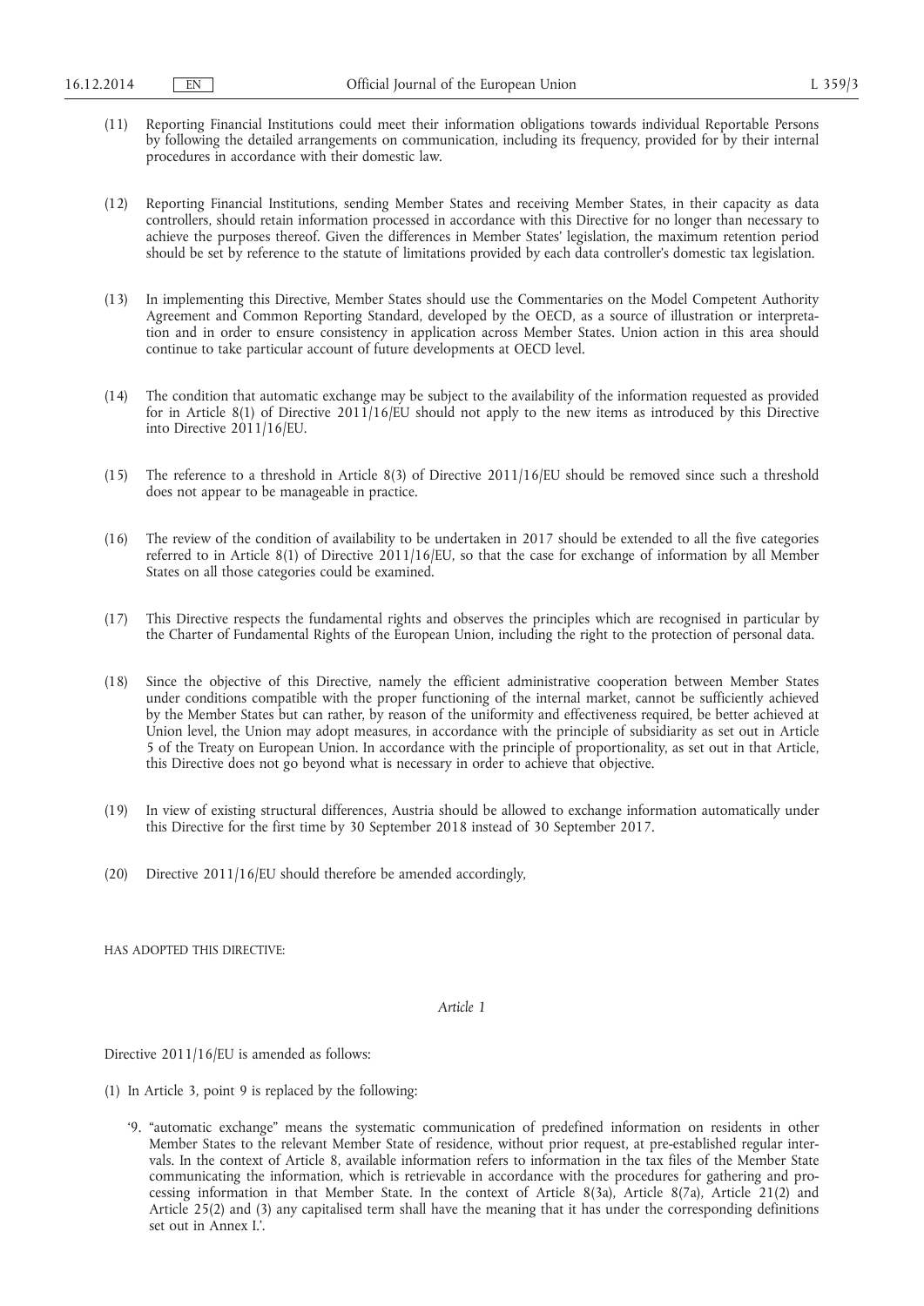(11) Reporting Financial Institutions could meet their information obligations towards individual Reportable Persons by following the detailed arrangements on communication, including its frequency, provided for by their internal procedures in accordance with their domestic law.

(12) Reporting Financial Institutions, sending Member States and receiving Member States, in their capacity as data controllers, should retain information processed in accordance with this Directive for no longer than necessary to achieve the purposes thereof. Given the differences in Member States' legislation, the maximum retention period should be set by reference to the statute of limitations provided by each data controller's domestic tax legislation.

(13) In implementing this Directive, Member States should use the Commentaries on the Model Competent Authority Agreement and Common Reporting Standard, developed by the OECD, as a source of illustration or interpretation and in order to ensure consistency in application across Member States. Union action in this area should continue to take particular account of future developments at OECD level.

(14) The condition that automatic exchange may be subject to the availability of the information requested as provided for in Article 8(1) of Directive 2011/16/EU should not apply to the new items as introduced by this Directive into Directive 2011/16/EU.

(15) The reference to a threshold in Article 8(3) of Directive 2011/16/EU should be removed since such a threshold does not appear to be manageable in practice.

(16) The review of the condition of availability to be undertaken in 2017 should be extended to all the five categories referred to in Article 8(1) of Directive 2011/16/EU, so that the case for exchange of information by all Member States on all those categories could be examined.

(17) This Directive respects the fundamental rights and observes the principles which are recognised in particular by the Charter of Fundamental Rights of the European Union, including the right to the protection of personal data.

(18) Since the objective of this Directive, namely the efficient administrative cooperation between Member States under conditions compatible with the proper functioning of the internal market, cannot be sufficiently achieved by the Member States but can rather, by reason of the uniformity and effectiveness required, be better achieved at Union level, the Union may adopt measures, in accordance with the principle of subsidiarity as set out in Article 5 of the Treaty on European Union. In accordance with the principle of proportionality, as set out in that Article, this Directive does not go beyond what is necessary in order to achieve that objective.

(19) In view of existing structural differences, Austria should be allowed to exchange information automatically under this Directive for the first time by 30 September 2018 instead of 30 September 2017.

(20) Directive 2011/16/EU should therefore be amended accordingly,

HAS ADOPTED THIS DIRECTIVE:

*Article 1*

Directive 2011/16/EU is amended as follows:

(1) In Article 3, point 9 is replaced by the following:

'9. "automatic exchange" means the systematic communication of predefined information on residents in other Member States to the relevant Member State of residence, without prior request, at pre-established regular intervals. In the context of Article 8, available information refers to information in the tax files of the Member State communicating the information, which is retrievable in accordance with the procedures for gathering and processing information in that Member State. In the context of Article 8(3a), Article 8(7a), Article 21(2) and Article 25(2) and (3) any capitalised term shall have the meaning that it has under the corresponding definitions set out in Annex I.'.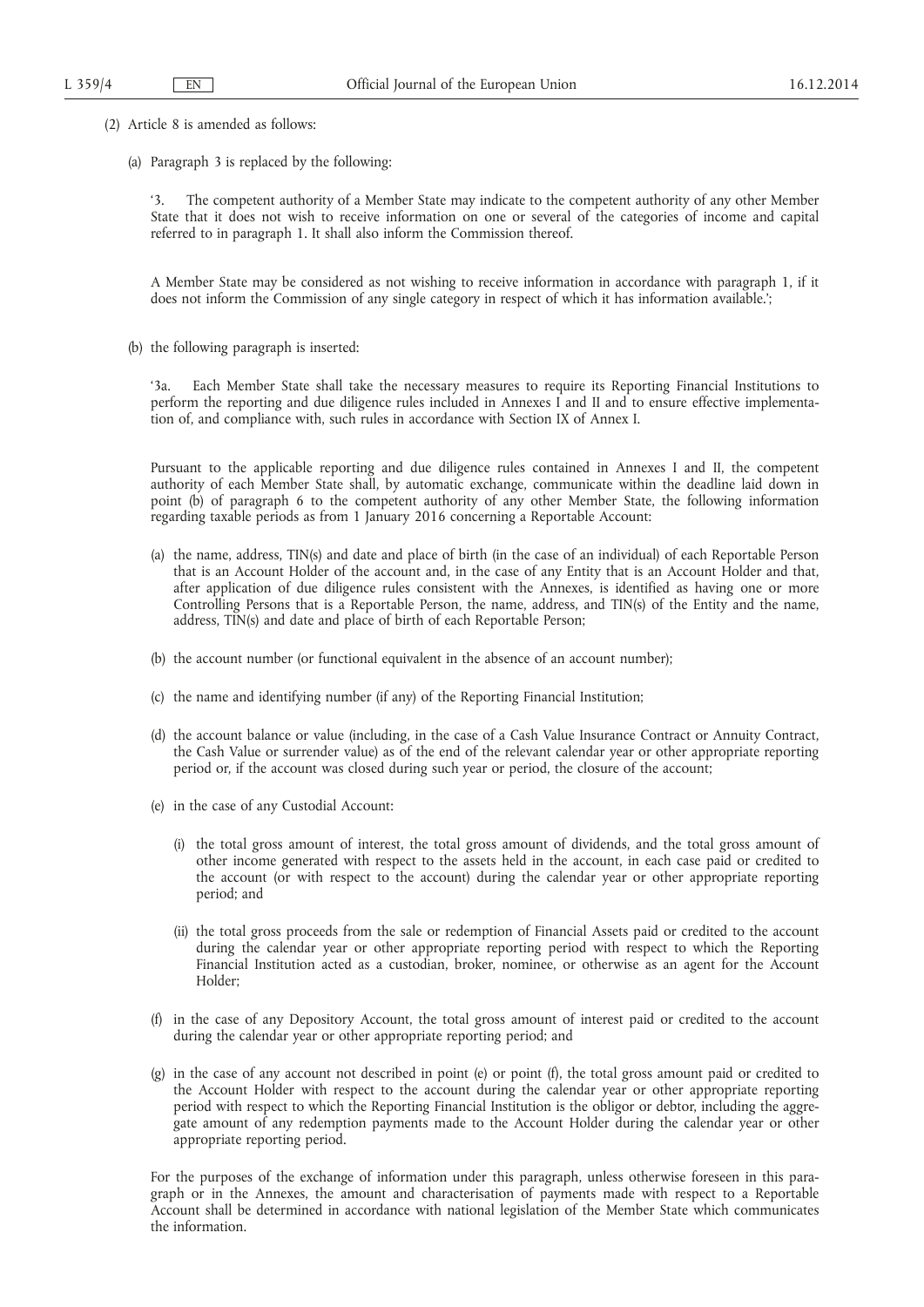(2) Article 8 is amended as follows:

(a) Paragraph 3 is replaced by the following:

'3. The competent authority of a Member State may indicate to the competent authority of any other Member State that it does not wish to receive information on one or several of the categories of income and capital referred to in paragraph 1. It shall also inform the Commission thereof.

A Member State may be considered as not wishing to receive information in accordance with paragraph 1, if it does not inform the Commission of any single category in respect of which it has information available.';

(b) the following paragraph is inserted:

'3a. Each Member State shall take the necessary measures to require its Reporting Financial Institutions to perform the reporting and due diligence rules included in Annexes I and II and to ensure effective implementation of, and compliance with, such rules in accordance with Section IX of Annex I.

Pursuant to the applicable reporting and due diligence rules contained in Annexes I and II, the competent authority of each Member State shall, by automatic exchange, communicate within the deadline laid down in point (b) of paragraph 6 to the competent authority of any other Member State, the following information regarding taxable periods as from 1 January 2016 concerning a Reportable Account:

(a) the name, address, TIN(s) and date and place of birth (in the case of an individual) of each Reportable Person that is an Account Holder of the account and, in the case of any Entity that is an Account Holder and that, after application of due diligence rules consistent with the Annexes, is identified as having one or more Controlling Persons that is a Reportable Person, the name, address, and TIN(s) of the Entity and the name, address, TIN(s) and date and place of birth of each Reportable Person;

(b) the account number (or functional equivalent in the absence of an account number);

(c) the name and identifying number (if any) of the Reporting Financial Institution;

(d) the account balance or value (including, in the case of a Cash Value Insurance Contract or Annuity Contract, the Cash Value or surrender value) as of the end of the relevant calendar year or other appropriate reporting period or, if the account was closed during such year or period, the closure of the account;

(e) in the case of any Custodial Account:

(i) the total gross amount of interest, the total gross amount of dividends, and the total gross amount of other income generated with respect to the assets held in the account, in each case paid or credited to the account (or with respect to the account) during the calendar year or other appropriate reporting period; and

(ii) the total gross proceeds from the sale or redemption of Financial Assets paid or credited to the account during the calendar year or other appropriate reporting period with respect to which the Reporting Financial Institution acted as a custodian, broker, nominee, or otherwise as an agent for the Account Holder;

(f) in the case of any Depository Account, the total gross amount of interest paid or credited to the account during the calendar year or other appropriate reporting period; and

(g) in the case of any account not described in point (e) or point (f), the total gross amount paid or credited to the Account Holder with respect to the account during the calendar year or other appropriate reporting period with respect to which the Reporting Financial Institution is the obligor or debtor, including the aggregate amount of any redemption payments made to the Account Holder during the calendar year or other appropriate reporting period.

For the purposes of the exchange of information under this paragraph, unless otherwise foreseen in this paragraph or in the Annexes, the amount and characterisation of payments made with respect to a Reportable Account shall be determined in accordance with national legislation of the Member State which communicates the information.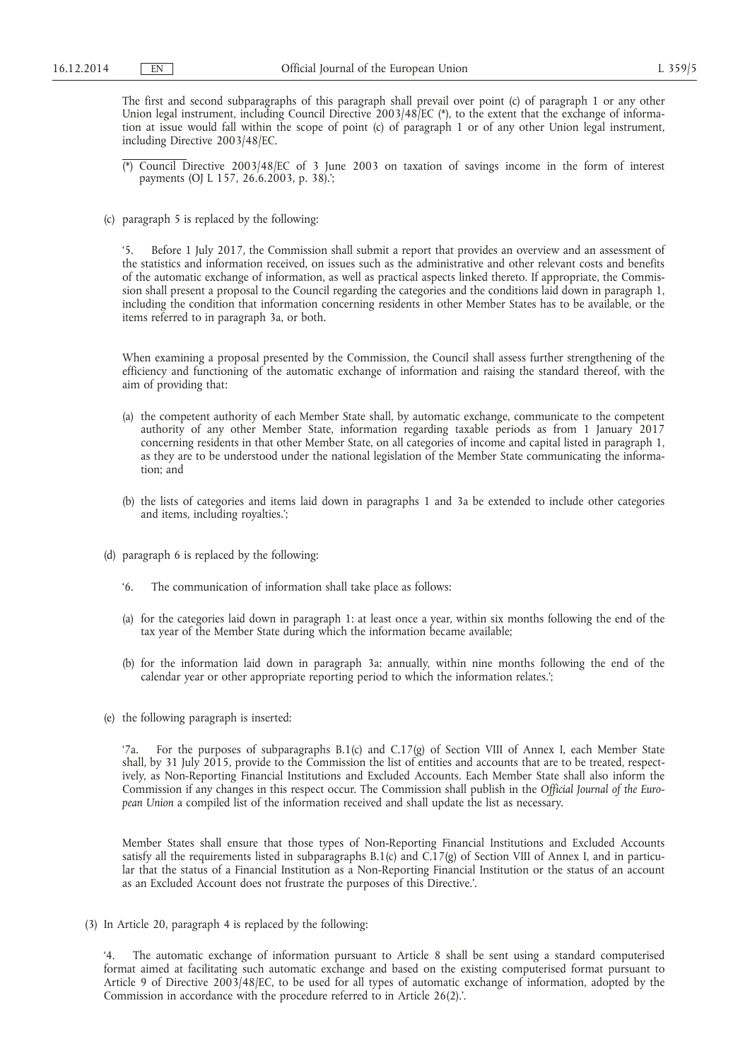The first and second subparagraphs of this paragraph shall prevail over point (c) of paragraph 1 or any other Union legal instrument, including Council Directive 2003/48/EC (*), to the extent that the exchange of information at issue would fall within the scope of point (c) of paragraph 1 or of any other Union legal instrument, including Directive 2003/48/EC.

(*) Council Directive 2003/48/EC of 3 June 2003 on taxation of savings income in the form of interest payments (OJ L 157, 26.6.2003, p. 38).';

(c) paragraph 5 is replaced by the following:

'5. Before 1 July 2017, the Commission shall submit a report that provides an overview and an assessment of the statistics and information received, on issues such as the administrative and other relevant costs and benefits of the automatic exchange of information, as well as practical aspects linked thereto. If appropriate, the Commission shall present a proposal to the Council regarding the categories and the conditions laid down in paragraph 1, including the condition that information concerning residents in other Member States has to be available, or the items referred to in paragraph 3a, or both.

When examining a proposal presented by the Commission, the Council shall assess further strengthening of the efficiency and functioning of the automatic exchange of information and raising the standard thereof, with the aim of providing that:

(a) the competent authority of each Member State shall, by automatic exchange, communicate to the competent authority of any other Member State, information regarding taxable periods as from 1 January 2017 concerning residents in that other Member State, on all categories of income and capital listed in paragraph 1, as they are to be understood under the national legislation of the Member State communicating the information; and

(b) the lists of categories and items laid down in paragraphs 1 and 3a be extended to include other categories and items, including royalties.';

(d) paragraph 6 is replaced by the following:

'6. The communication of information shall take place as follows:

(a) for the categories laid down in paragraph 1: at least once a year, within six months following the end of the tax year of the Member State during which the information became available;

(b) for the information laid down in paragraph 3a: annually, within nine months following the end of the calendar year or other appropriate reporting period to which the information relates.';

(e) the following paragraph is inserted:

'7a. For the purposes of subparagraphs B.1(c) and C.17(g) of Section VIII of Annex I, each Member State shall, by 31 July 2015, provide to the Commission the list of entities and accounts that are to be treated, respectively, as Non-Reporting Financial Institutions and Excluded Accounts. Each Member State shall also inform the Commission if any changes in this respect occur. The Commission shall publish in the *Official Journal of the European Union* a compiled list of the information received and shall update the list as necessary.

Member States shall ensure that those types of Non-Reporting Financial Institutions and Excluded Accounts satisfy all the requirements listed in subparagraphs B.1(c) and C.17(g) of Section VIII of Annex I, and in particular that the status of a Financial Institution as a Non-Reporting Financial Institution or the status of an account as an Excluded Account does not frustrate the purposes of this Directive.'.

(3) In Article 20, paragraph 4 is replaced by the following:

'4. The automatic exchange of information pursuant to Article 8 shall be sent using a standard computerised format aimed at facilitating such automatic exchange and based on the existing computerised format pursuant to Article 9 of Directive 2003/48/EC, to be used for all types of automatic exchange of information, adopted by the Commission in accordance with the procedure referred to in Article 26(2).'.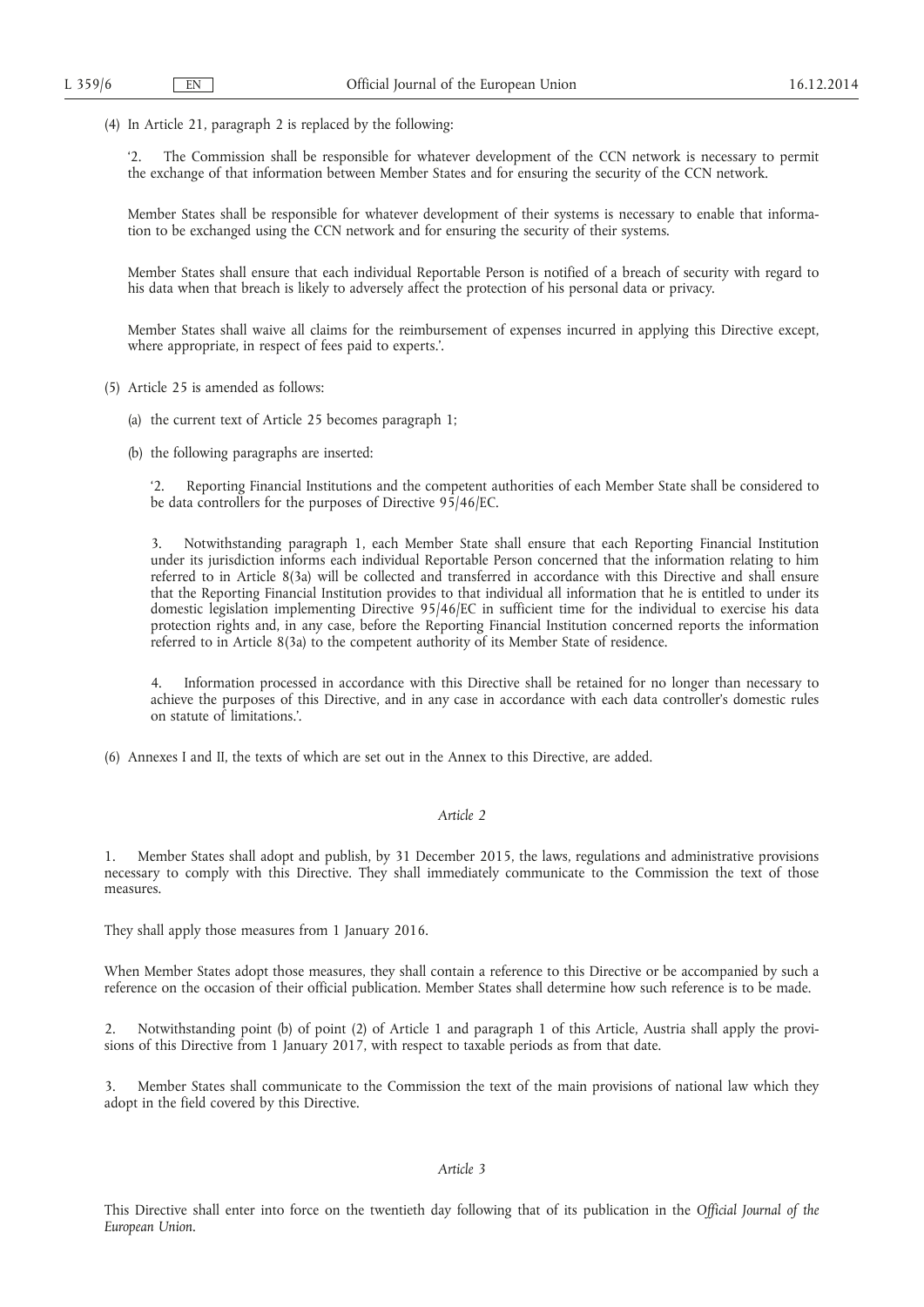(4) In Article 21, paragraph 2 is replaced by the following:

'2. The Commission shall be responsible for whatever development of the CCN network is necessary to permit the exchange of that information between Member States and for ensuring the security of the CCN network.

Member States shall be responsible for whatever development of their systems is necessary to enable that information to be exchanged using the CCN network and for ensuring the security of their systems.

Member States shall ensure that each individual Reportable Person is notified of a breach of security with regard to his data when that breach is likely to adversely affect the protection of his personal data or privacy.

Member States shall waive all claims for the reimbursement of expenses incurred in applying this Directive except, where appropriate, in respect of fees paid to experts.'.

(5) Article 25 is amended as follows:

(a) the current text of Article 25 becomes paragraph 1;

(b) the following paragraphs are inserted:

'2. Reporting Financial Institutions and the competent authorities of each Member State shall be considered to be data controllers for the purposes of Directive 95/46/EC.

3. Notwithstanding paragraph 1, each Member State shall ensure that each Reporting Financial Institution under its jurisdiction informs each individual Reportable Person concerned that the information relating to him referred to in Article 8(3a) will be collected and transferred in accordance with this Directive and shall ensure that the Reporting Financial Institution provides to that individual all information that he is entitled to under its domestic legislation implementing Directive 95/46/EC in sufficient time for the individual to exercise his data protection rights and, in any case, before the Reporting Financial Institution concerned reports the information referred to in Article 8(3a) to the competent authority of its Member State of residence.

4. Information processed in accordance with this Directive shall be retained for no longer than necessary to achieve the purposes of this Directive, and in any case in accordance with each data controller's domestic rules on statute of limitations.'.

(6) Annexes I and II, the texts of which are set out in the Annex to this Directive, are added.

*Article 2*

1. Member States shall adopt and publish, by 31 December 2015, the laws, regulations and administrative provisions necessary to comply with this Directive. They shall immediately communicate to the Commission the text of those measures.

They shall apply those measures from 1 January 2016.

When Member States adopt those measures, they shall contain a reference to this Directive or be accompanied by such a reference on the occasion of their official publication. Member States shall determine how such reference is to be made.

2. Notwithstanding point (b) of point (2) of Article 1 and paragraph 1 of this Article, Austria shall apply the provisions of this Directive from 1 January 2017, with respect to taxable periods as from that date.

3. Member States shall communicate to the Commission the text of the main provisions of national law which they adopt in the field covered by this Directive.

*Article 3*

This Directive shall enter into force on the twentieth day following that of its publication in the *Official Journal of the European Union*.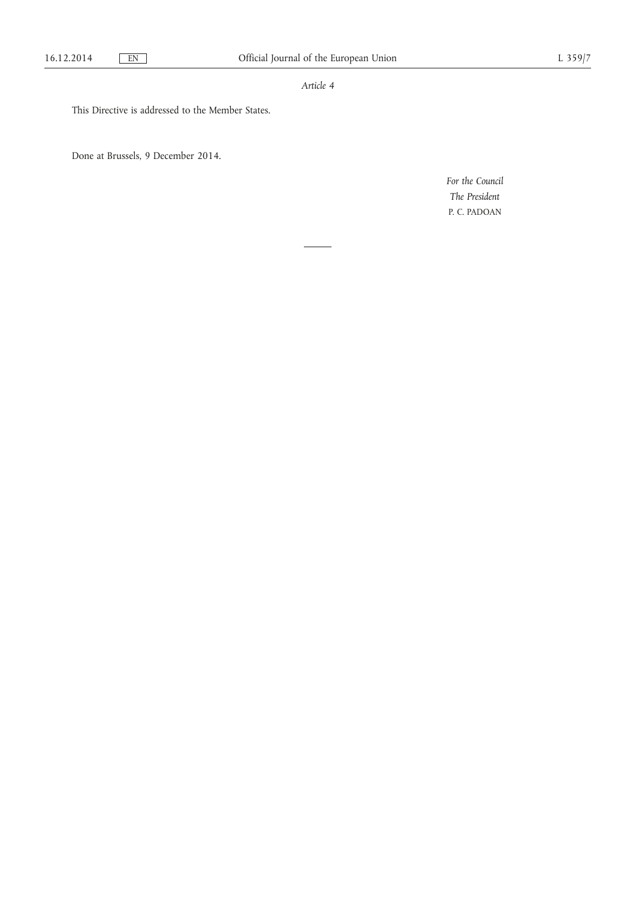*Article 4*

This Directive is addressed to the Member States.

Done at Brussels, 9 December 2014.

*For the Council*

*The President*

P. C. PADOAN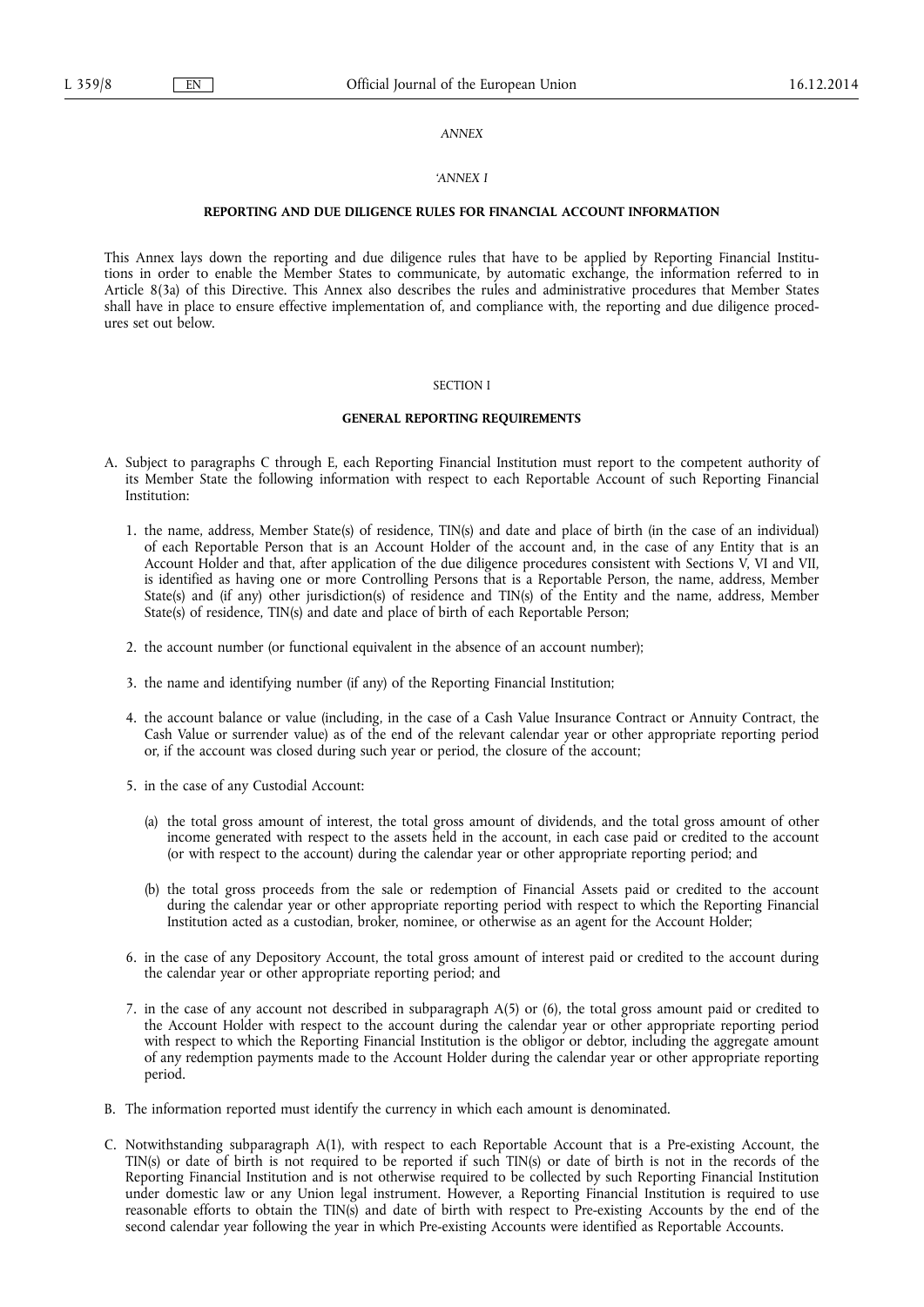*ANNEX*

*'ANNEX I*

**REPORTING AND DUE DILIGENCE RULES FOR FINANCIAL ACCOUNT INFORMATION**

This Annex lays down the reporting and due diligence rules that have to be applied by Reporting Financial Institutions in order to enable the Member States to communicate, by automatic exchange, the information referred to in Article 8(3a) of this Directive. This Annex also describes the rules and administrative procedures that Member States shall have in place to ensure effective implementation of, and compliance with, the reporting and due diligence procedures set out below.

SECTION I

**GENERAL REPORTING REQUIREMENTS**

A. Subject to paragraphs C through E, each Reporting Financial Institution must report to the competent authority of its Member State the following information with respect to each Reportable Account of such Reporting Financial Institution:

1. the name, address, Member State(s) of residence, TIN(s) and date and place of birth (in the case of an individual) of each Reportable Person that is an Account Holder of the account and, in the case of any Entity that is an Account Holder and that, after application of the due diligence procedures consistent with Sections V, VI and VII, is identified as having one or more Controlling Persons that is a Reportable Person, the name, address, Member State(s) and (if any) other jurisdiction(s) of residence and TIN(s) of the Entity and the name, address, Member State(s) of residence, TIN(s) and date and place of birth of each Reportable Person;

2. the account number (or functional equivalent in the absence of an account number);

3. the name and identifying number (if any) of the Reporting Financial Institution;

4. the account balance or value (including, in the case of a Cash Value Insurance Contract or Annuity Contract, the Cash Value or surrender value) as of the end of the relevant calendar year or other appropriate reporting period or, if the account was closed during such year or period, the closure of the account;

5. in the case of any Custodial Account:

   (a) the total gross amount of interest, the total gross amount of dividends, and the total gross amount of other income generated with respect to the assets held in the account, in each case paid or credited to the account (or with respect to the account) during the calendar year or other appropriate reporting period; and

   (b) the total gross proceeds from the sale or redemption of Financial Assets paid or credited to the account during the calendar year or other appropriate reporting period with respect to which the Reporting Financial Institution acted as a custodian, broker, nominee, or otherwise as an agent for the Account Holder;

6. in the case of any Depository Account, the total gross amount of interest paid or credited to the account during the calendar year or other appropriate reporting period; and

7. in the case of any account not described in subparagraph A(5) or (6), the total gross amount paid or credited to the Account Holder with respect to the account during the calendar year or other appropriate reporting period with respect to which the Reporting Financial Institution is the obligor or debtor, including the aggregate amount of any redemption payments made to the Account Holder during the calendar year or other appropriate reporting period.

B. The information reported must identify the currency in which each amount is denominated.

C. Notwithstanding subparagraph A(1), with respect to each Reportable Account that is a Pre-existing Account, the TIN(s) or date of birth is not required to be reported if such TIN(s) or date of birth is not in the records of the Reporting Financial Institution and is not otherwise required to be collected by such Reporting Financial Institution under domestic law or any Union legal instrument. However, a Reporting Financial Institution is required to use reasonable efforts to obtain the TIN(s) and date of birth with respect to Pre-existing Accounts by the end of the second calendar year following the year in which Pre-existing Accounts were identified as Reportable Accounts.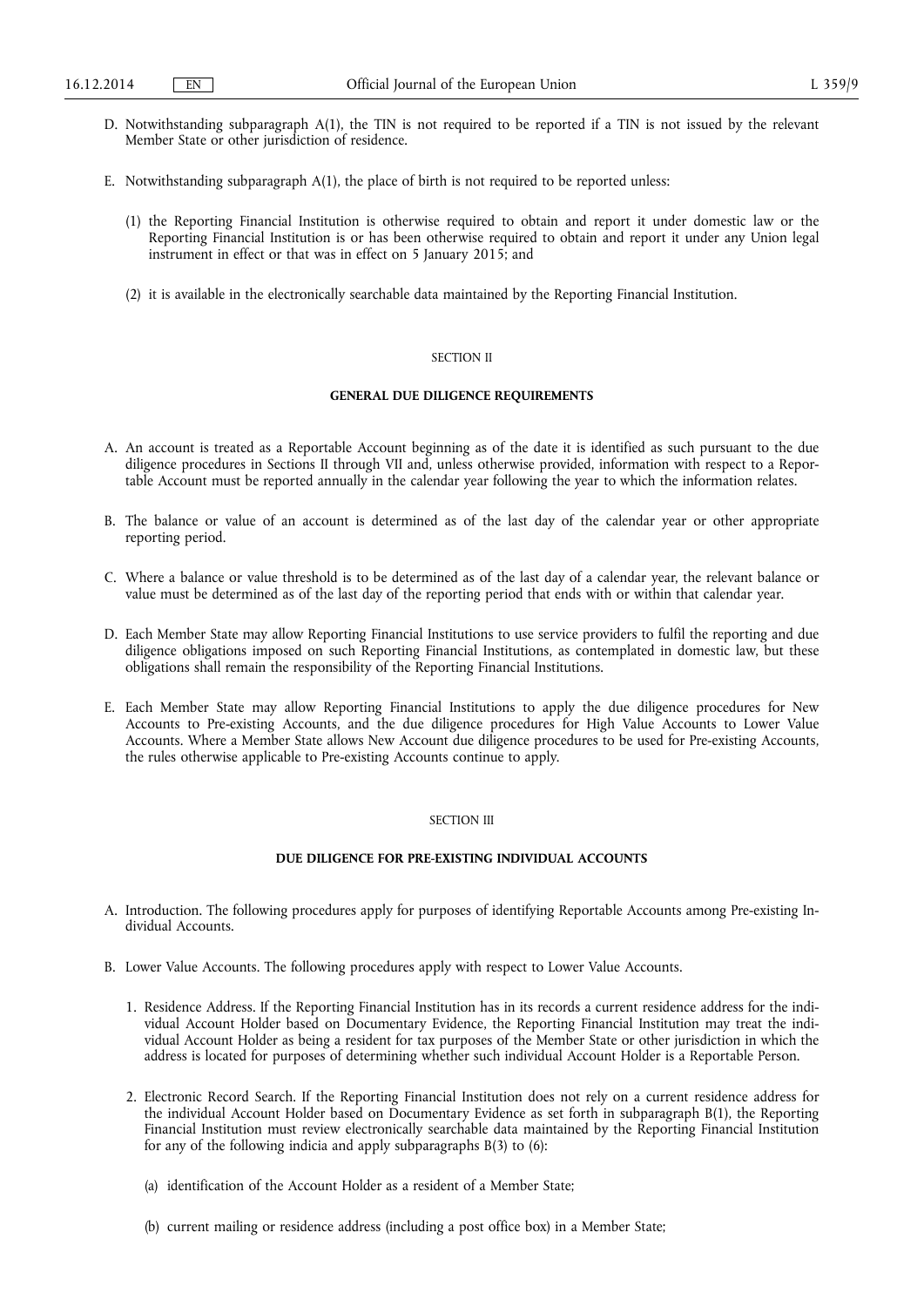D. Notwithstanding subparagraph A(1), the TIN is not required to be reported if a TIN is not issued by the relevant Member State or other jurisdiction of residence.

E. Notwithstanding subparagraph A(1), the place of birth is not required to be reported unless:

(1) the Reporting Financial Institution is otherwise required to obtain and report it under domestic law or the Reporting Financial Institution is or has been otherwise required to obtain and report it under any Union legal instrument in effect or that was in effect on 5 January 2015; and

(2) it is available in the electronically searchable data maintained by the Reporting Financial Institution.

SECTION II

**GENERAL DUE DILIGENCE REQUIREMENTS**

A. An account is treated as a Reportable Account beginning as of the date it is identified as such pursuant to the due diligence procedures in Sections II through VII and, unless otherwise provided, information with respect to a Reportable Account must be reported annually in the calendar year following the year to which the information relates.

B. The balance or value of an account is determined as of the last day of the calendar year or other appropriate reporting period.

C. Where a balance or value threshold is to be determined as of the last day of a calendar year, the relevant balance or value must be determined as of the last day of the reporting period that ends with or within that calendar year.

D. Each Member State may allow Reporting Financial Institutions to use service providers to fulfil the reporting and due diligence obligations imposed on such Reporting Financial Institutions, as contemplated in domestic law, but these obligations shall remain the responsibility of the Reporting Financial Institutions.

E. Each Member State may allow Reporting Financial Institutions to apply the due diligence procedures for New Accounts to Pre-existing Accounts, and the due diligence procedures for High Value Accounts to Lower Value Accounts. Where a Member State allows New Account due diligence procedures to be used for Pre-existing Accounts, the rules otherwise applicable to Pre-existing Accounts continue to apply.

SECTION III

**DUE DILIGENCE FOR PRE-EXISTING INDIVIDUAL ACCOUNTS**

A. Introduction. The following procedures apply for purposes of identifying Reportable Accounts among Pre-existing Individual Accounts.

B. Lower Value Accounts. The following procedures apply with respect to Lower Value Accounts.

1. Residence Address. If the Reporting Financial Institution has in its records a current residence address for the individual Account Holder based on Documentary Evidence, the Reporting Financial Institution may treat the individual Account Holder as being a resident for tax purposes of the Member State or other jurisdiction in which the address is located for purposes of determining whether such individual Account Holder is a Reportable Person.

2. Electronic Record Search. If the Reporting Financial Institution does not rely on a current residence address for the individual Account Holder based on Documentary Evidence as set forth in subparagraph B(1), the Reporting Financial Institution must review electronically searchable data maintained by the Reporting Financial Institution for any of the following indicia and apply subparagraphs B(3) to (6):

(a) identification of the Account Holder as a resident of a Member State;

(b) current mailing or residence address (including a post office box) in a Member State;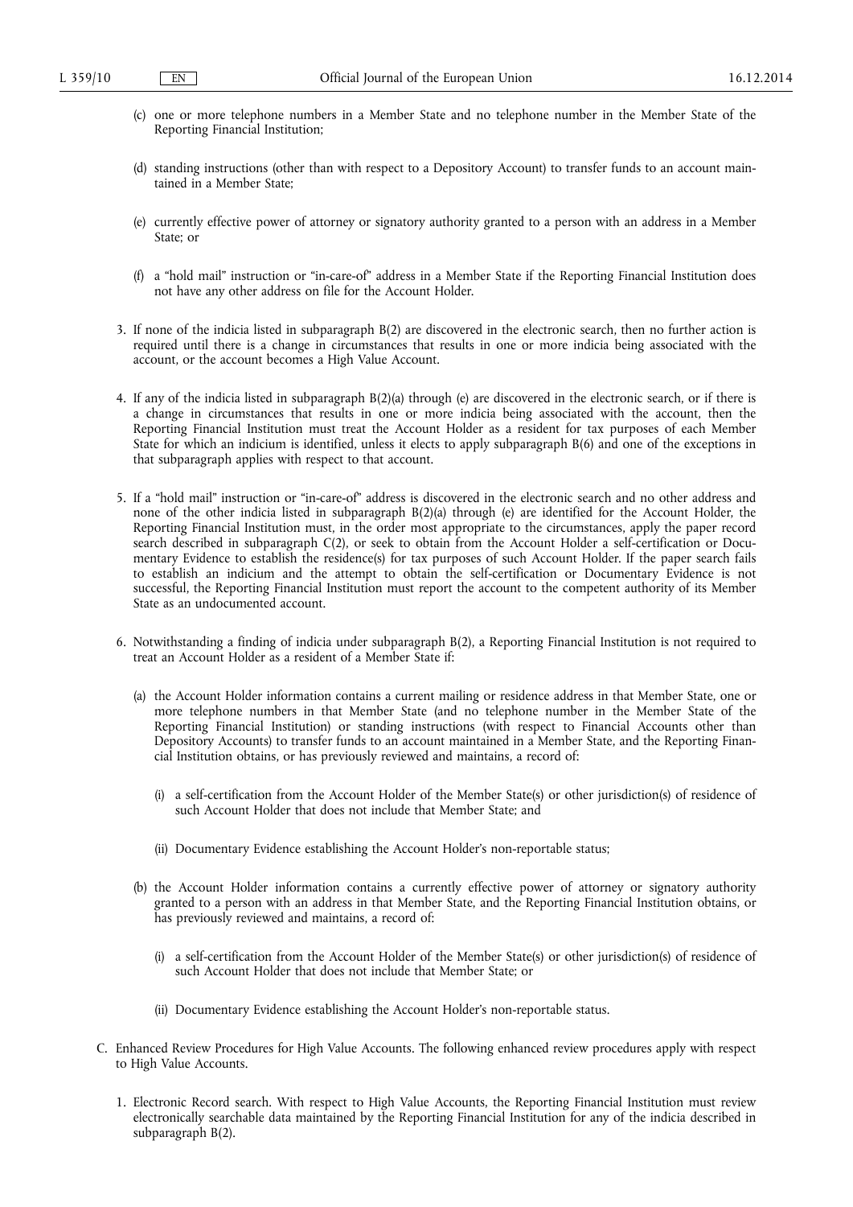(c) one or more telephone numbers in a Member State and no telephone number in the Member State of the Reporting Financial Institution;

(d) standing instructions (other than with respect to a Depository Account) to transfer funds to an account maintained in a Member State;

(e) currently effective power of attorney or signatory authority granted to a person with an address in a Member State; or

(f) a "hold mail" instruction or "in-care-of" address in a Member State if the Reporting Financial Institution does not have any other address on file for the Account Holder.

3. If none of the indicia listed in subparagraph B(2) are discovered in the electronic search, then no further action is required until there is a change in circumstances that results in one or more indicia being associated with the account, or the account becomes a High Value Account.

4. If any of the indicia listed in subparagraph B(2)(a) through (e) are discovered in the electronic search, or if there is a change in circumstances that results in one or more indicia being associated with the account, then the Reporting Financial Institution must treat the Account Holder as a resident for tax purposes of each Member State for which an indicium is identified, unless it elects to apply subparagraph B(6) and one of the exceptions in that subparagraph applies with respect to that account.

5. If a "hold mail" instruction or "in-care-of" address is discovered in the electronic search and no other address and none of the other indicia listed in subparagraph B(2)(a) through (e) are identified for the Account Holder, the Reporting Financial Institution must, in the order most appropriate to the circumstances, apply the paper record search described in subparagraph C(2), or seek to obtain from the Account Holder a self-certification or Documentary Evidence to establish the residence(s) for tax purposes of such Account Holder. If the paper search fails to establish an indicium and the attempt to obtain the self-certification or Documentary Evidence is not successful, the Reporting Financial Institution must report the account to the competent authority of its Member State as an undocumented account.

6. Notwithstanding a finding of indicia under subparagraph B(2), a Reporting Financial Institution is not required to treat an Account Holder as a resident of a Member State if:

   (a) the Account Holder information contains a current mailing or residence address in that Member State, one or more telephone numbers in that Member State (and no telephone number in the Member State of the Reporting Financial Institution) or standing instructions (with respect to Financial Accounts other than Depository Accounts) to transfer funds to an account maintained in a Member State, and the Reporting Financial Institution obtains, or has previously reviewed and maintains, a record of:

      (i) a self-certification from the Account Holder of the Member State(s) or other jurisdiction(s) of residence of such Account Holder that does not include that Member State; and

      (ii) Documentary Evidence establishing the Account Holder's non-reportable status;

   (b) the Account Holder information contains a currently effective power of attorney or signatory authority granted to a person with an address in that Member State, and the Reporting Financial Institution obtains, or has previously reviewed and maintains, a record of:

      (i) a self-certification from the Account Holder of the Member State(s) or other jurisdiction(s) of residence of such Account Holder that does not include that Member State; or

      (ii) Documentary Evidence establishing the Account Holder's non-reportable status.

C. Enhanced Review Procedures for High Value Accounts. The following enhanced review procedures apply with respect to High Value Accounts.

1. Electronic Record search. With respect to High Value Accounts, the Reporting Financial Institution must review electronically searchable data maintained by the Reporting Financial Institution for any of the indicia described in subparagraph B(2).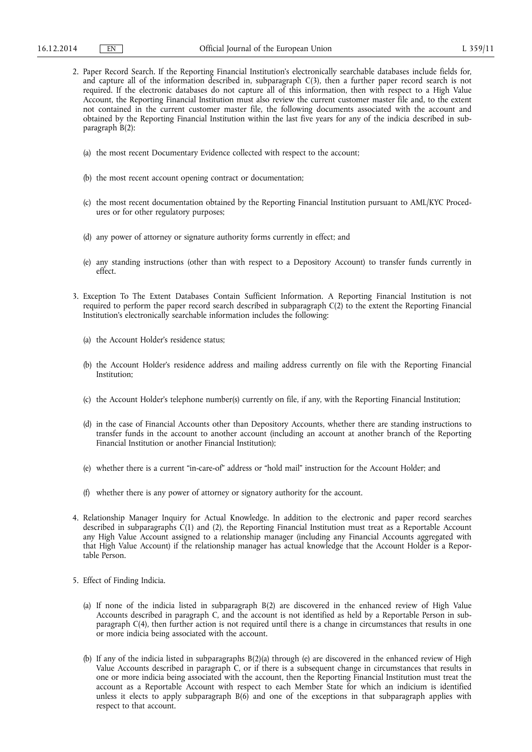2. Paper Record Search. If the Reporting Financial Institution's electronically searchable databases include fields for, and capture all of the information described in, subparagraph C(3), then a further paper record search is not required. If the electronic databases do not capture all of this information, then with respect to a High Value Account, the Reporting Financial Institution must also review the current customer master file and, to the extent not contained in the current customer master file, the following documents associated with the account and obtained by the Reporting Financial Institution within the last five years for any of the indicia described in subparagraph B(2):

   (a) the most recent Documentary Evidence collected with respect to the account;

   (b) the most recent account opening contract or documentation;

   (c) the most recent documentation obtained by the Reporting Financial Institution pursuant to AML/KYC Procedures or for other regulatory purposes;

   (d) any power of attorney or signature authority forms currently in effect; and

   (e) any standing instructions (other than with respect to a Depository Account) to transfer funds currently in effect.

3. Exception To The Extent Databases Contain Sufficient Information. A Reporting Financial Institution is not required to perform the paper record search described in subparagraph C(2) to the extent the Reporting Financial Institution's electronically searchable information includes the following:

   (a) the Account Holder's residence status;

   (b) the Account Holder's residence address and mailing address currently on file with the Reporting Financial Institution;

   (c) the Account Holder's telephone number(s) currently on file, if any, with the Reporting Financial Institution;

   (d) in the case of Financial Accounts other than Depository Accounts, whether there are standing instructions to transfer funds in the account to another account (including an account at another branch of the Reporting Financial Institution or another Financial Institution);

   (e) whether there is a current "in-care-of" address or "hold mail" instruction for the Account Holder; and

   (f) whether there is any power of attorney or signatory authority for the account.

4. Relationship Manager Inquiry for Actual Knowledge. In addition to the electronic and paper record searches described in subparagraphs C(1) and (2), the Reporting Financial Institution must treat as a Reportable Account any High Value Account assigned to a relationship manager (including any Financial Accounts aggregated with that High Value Account) if the relationship manager has actual knowledge that the Account Holder is a Reportable Person.

5. Effect of Finding Indicia.

   (a) If none of the indicia listed in subparagraph B(2) are discovered in the enhanced review of High Value Accounts described in paragraph C, and the account is not identified as held by a Reportable Person in subparagraph C(4), then further action is not required until there is a change in circumstances that results in one or more indicia being associated with the account.

   (b) If any of the indicia listed in subparagraphs B(2)(a) through (e) are discovered in the enhanced review of High Value Accounts described in paragraph C, or if there is a subsequent change in circumstances that results in one or more indicia being associated with the account, then the Reporting Financial Institution must treat the account as a Reportable Account with respect to each Member State for which an indicium is identified unless it elects to apply subparagraph B(6) and one of the exceptions in that subparagraph applies with respect to that account.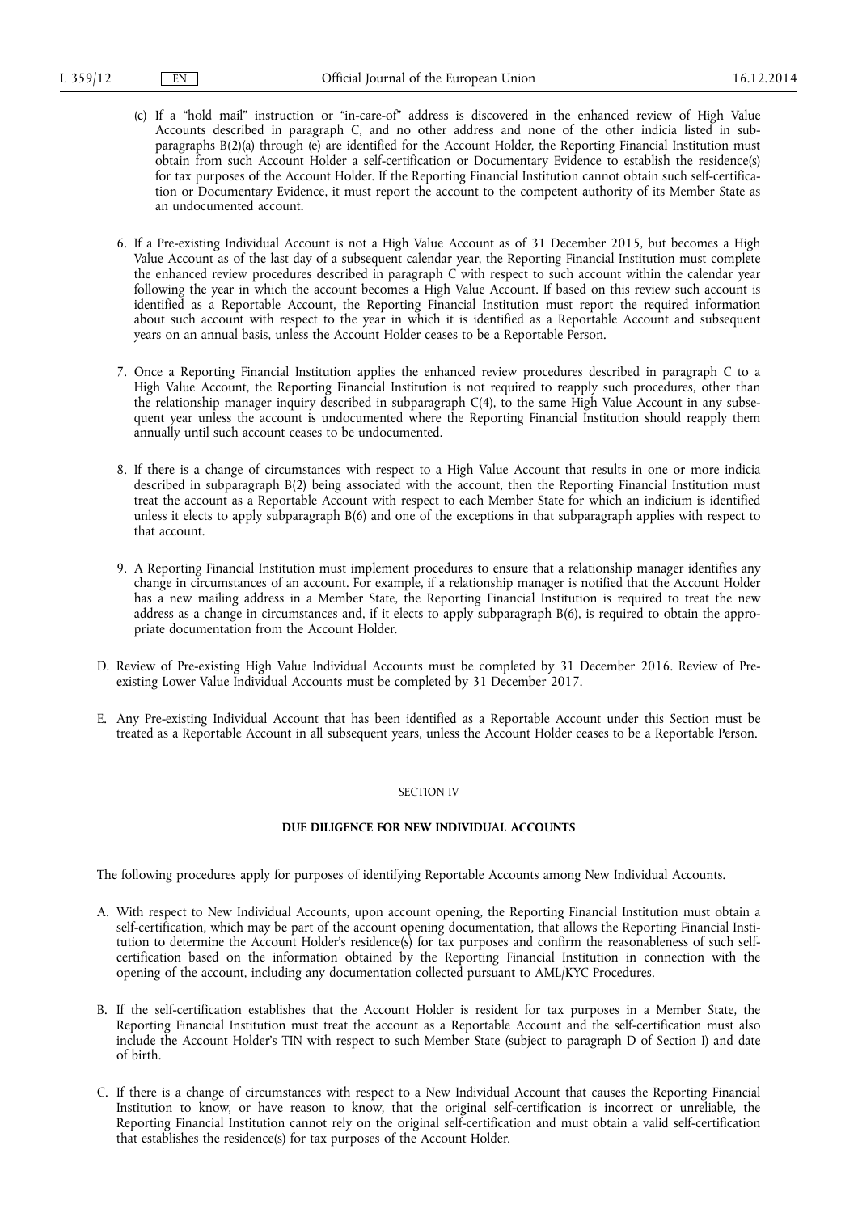(c) If a "hold mail" instruction or "in-care-of" address is discovered in the enhanced review of High Value Accounts described in paragraph C, and no other address and none of the other indicia listed in subparagraphs B(2)(a) through (e) are identified for the Account Holder, the Reporting Financial Institution must obtain from such Account Holder a self-certification or Documentary Evidence to establish the residence(s) for tax purposes of the Account Holder. If the Reporting Financial Institution cannot obtain such self-certification or Documentary Evidence, it must report the account to the competent authority of its Member State as an undocumented account.

6. If a Pre-existing Individual Account is not a High Value Account as of 31 December 2015, but becomes a High Value Account as of the last day of a subsequent calendar year, the Reporting Financial Institution must complete the enhanced review procedures described in paragraph C with respect to such account within the calendar year following the year in which the account becomes a High Value Account. If based on this review such account is identified as a Reportable Account, the Reporting Financial Institution must report the required information about such account with respect to the year in which it is identified as a Reportable Account and subsequent years on an annual basis, unless the Account Holder ceases to be a Reportable Person.

7. Once a Reporting Financial Institution applies the enhanced review procedures described in paragraph C to a High Value Account, the Reporting Financial Institution is not required to reapply such procedures, other than the relationship manager inquiry described in subparagraph C(4), to the same High Value Account in any subsequent year unless the account is undocumented where the Reporting Financial Institution should reapply them annually until such account ceases to be undocumented.

8. If there is a change of circumstances with respect to a High Value Account that results in one or more indicia described in subparagraph B(2) being associated with the account, then the Reporting Financial Institution must treat the account as a Reportable Account with respect to each Member State for which an indicium is identified unless it elects to apply subparagraph B(6) and one of the exceptions in that subparagraph applies with respect to that account.

9. A Reporting Financial Institution must implement procedures to ensure that a relationship manager identifies any change in circumstances of an account. For example, if a relationship manager is notified that the Account Holder has a new mailing address in a Member State, the Reporting Financial Institution is required to treat the new address as a change in circumstances and, if it elects to apply subparagraph B(6), is required to obtain the appropriate documentation from the Account Holder.

D. Review of Pre-existing High Value Individual Accounts must be completed by 31 December 2016. Review of Pre-existing Lower Value Individual Accounts must be completed by 31 December 2017.

E. Any Pre-existing Individual Account that has been identified as a Reportable Account under this Section must be treated as a Reportable Account in all subsequent years, unless the Account Holder ceases to be a Reportable Person.

## SECTION IV

### DUE DILIGENCE FOR NEW INDIVIDUAL ACCOUNTS

The following procedures apply for purposes of identifying Reportable Accounts among New Individual Accounts.

A. With respect to New Individual Accounts, upon account opening, the Reporting Financial Institution must obtain a self-certification, which may be part of the account opening documentation, that allows the Reporting Financial Institution to determine the Account Holder's residence(s) for tax purposes and confirm the reasonableness of such self-certification based on the information obtained by the Reporting Financial Institution in connection with the opening of the account, including any documentation collected pursuant to AML/KYC Procedures.

B. If the self-certification establishes that the Account Holder is resident for tax purposes in a Member State, the Reporting Financial Institution must treat the account as a Reportable Account and the self-certification must also include the Account Holder's TIN with respect to such Member State (subject to paragraph D of Section I) and date of birth.

C. If there is a change of circumstances with respect to a New Individual Account that causes the Reporting Financial Institution to know, or have reason to know, that the original self-certification is incorrect or unreliable, the Reporting Financial Institution cannot rely on the original self-certification and must obtain a valid self-certification that establishes the residence(s) for tax purposes of the Account Holder.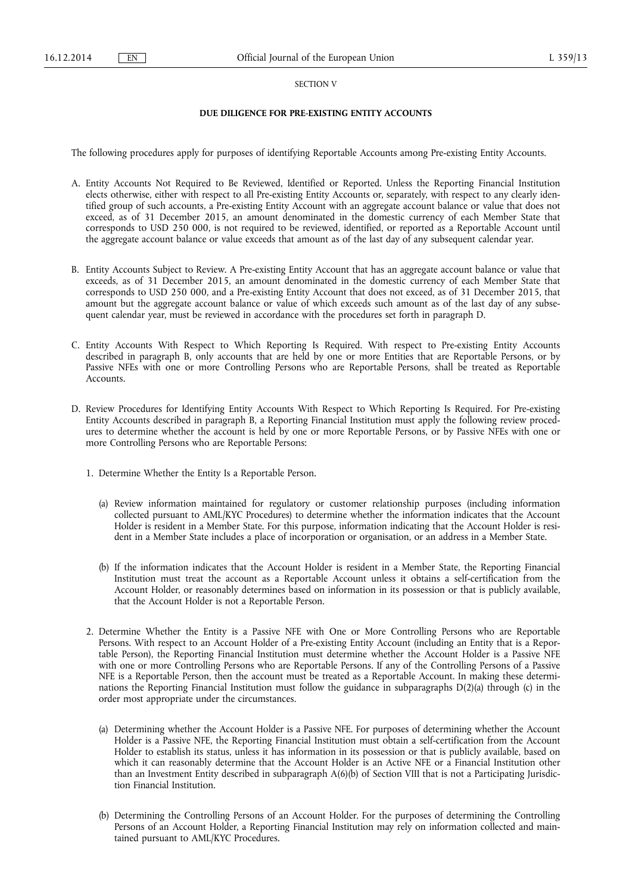SECTION V

**DUE DILIGENCE FOR PRE-EXISTING ENTITY ACCOUNTS**

The following procedures apply for purposes of identifying Reportable Accounts among Pre-existing Entity Accounts.

A. Entity Accounts Not Required to Be Reviewed, Identified or Reported. Unless the Reporting Financial Institution elects otherwise, either with respect to all Pre-existing Entity Accounts or, separately, with respect to any clearly identified group of such accounts, a Pre-existing Entity Account with an aggregate account balance or value that does not exceed, as of 31 December 2015, an amount denominated in the domestic currency of each Member State that corresponds to USD 250 000, is not required to be reviewed, identified, or reported as a Reportable Account until the aggregate account balance or value exceeds that amount as of the last day of any subsequent calendar year.

B. Entity Accounts Subject to Review. A Pre-existing Entity Account that has an aggregate account balance or value that exceeds, as of 31 December 2015, an amount denominated in the domestic currency of each Member State that corresponds to USD 250 000, and a Pre-existing Entity Account that does not exceed, as of 31 December 2015, that amount but the aggregate account balance or value of which exceeds such amount as of the last day of any subsequent calendar year, must be reviewed in accordance with the procedures set forth in paragraph D.

C. Entity Accounts With Respect to Which Reporting Is Required. With respect to Pre-existing Entity Accounts described in paragraph B, only accounts that are held by one or more Entities that are Reportable Persons, or by Passive NFEs with one or more Controlling Persons who are Reportable Persons, shall be treated as Reportable Accounts.

D. Review Procedures for Identifying Entity Accounts With Respect to Which Reporting Is Required. For Pre-existing Entity Accounts described in paragraph B, a Reporting Financial Institution must apply the following review procedures to determine whether the account is held by one or more Reportable Persons, or by Passive NFEs with one or more Controlling Persons who are Reportable Persons:

1. Determine Whether the Entity Is a Reportable Person.

   (a) Review information maintained for regulatory or customer relationship purposes (including information collected pursuant to AML/KYC Procedures) to determine whether the information indicates that the Account Holder is resident in a Member State. For this purpose, information indicating that the Account Holder is resident in a Member State includes a place of incorporation or organisation, or an address in a Member State.

   (b) If the information indicates that the Account Holder is resident in a Member State, the Reporting Financial Institution must treat the account as a Reportable Account unless it obtains a self-certification from the Account Holder, or reasonably determines based on information in its possession or that is publicly available, that the Account Holder is not a Reportable Person.

2. Determine Whether the Entity is a Passive NFE with One or More Controlling Persons who are Reportable Persons. With respect to an Account Holder of a Pre-existing Entity Account (including an Entity that is a Reportable Person), the Reporting Financial Institution must determine whether the Account Holder is a Passive NFE with one or more Controlling Persons who are Reportable Persons. If any of the Controlling Persons of a Passive NFE is a Reportable Person, then the account must be treated as a Reportable Account. In making these determinations the Reporting Financial Institution must follow the guidance in subparagraphs D(2)(a) through (c) in the order most appropriate under the circumstances.

   (a) Determining whether the Account Holder is a Passive NFE. For purposes of determining whether the Account Holder is a Passive NFE, the Reporting Financial Institution must obtain a self-certification from the Account Holder to establish its status, unless it has information in its possession or that is publicly available, based on which it can reasonably determine that the Account Holder is an Active NFE or a Financial Institution other than an Investment Entity described in subparagraph A(6)(b) of Section VIII that is not a Participating Jurisdiction Financial Institution.

   (b) Determining the Controlling Persons of an Account Holder. For the purposes of determining the Controlling Persons of an Account Holder, a Reporting Financial Institution may rely on information collected and maintained pursuant to AML/KYC Procedures.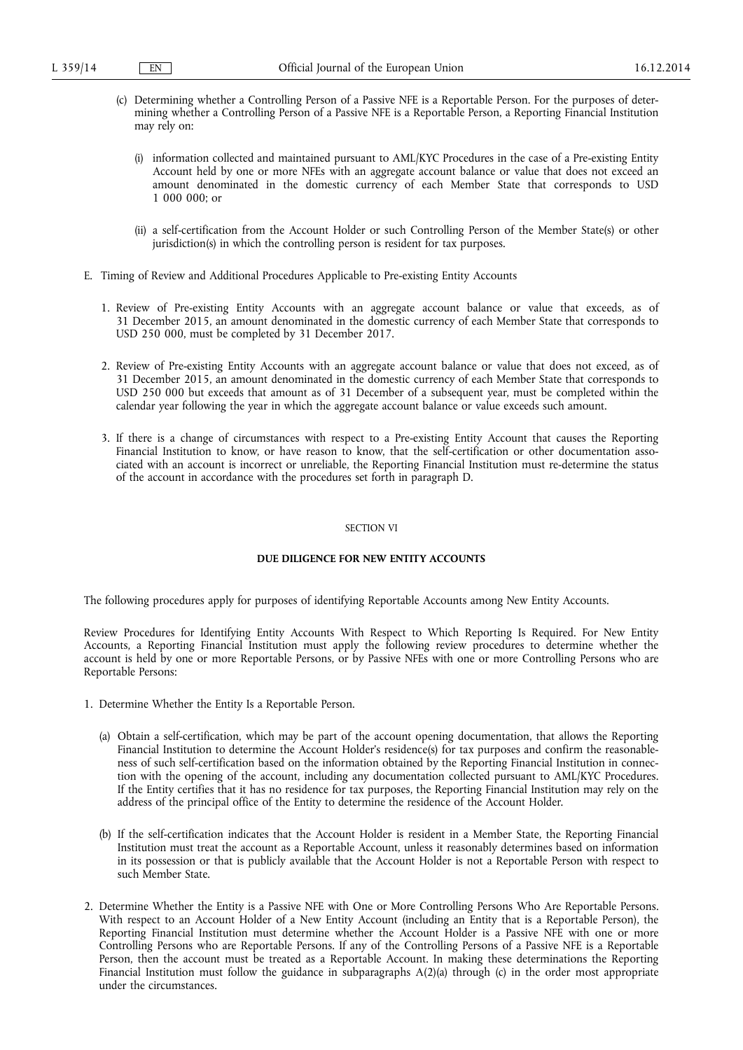(c) Determining whether a Controlling Person of a Passive NFE is a Reportable Person. For the purposes of determining whether a Controlling Person of a Passive NFE is a Reportable Person, a Reporting Financial Institution may rely on:

(i) information collected and maintained pursuant to AML/KYC Procedures in the case of a Pre-existing Entity Account held by one or more NFEs with an aggregate account balance or value that does not exceed an amount denominated in the domestic currency of each Member State that corresponds to USD 1 000 000; or

(ii) a self-certification from the Account Holder or such Controlling Person of the Member State(s) or other jurisdiction(s) in which the controlling person is resident for tax purposes.

E. Timing of Review and Additional Procedures Applicable to Pre-existing Entity Accounts

1. Review of Pre-existing Entity Accounts with an aggregate account balance or value that exceeds, as of 31 December 2015, an amount denominated in the domestic currency of each Member State that corresponds to USD 250 000, must be completed by 31 December 2017.

2. Review of Pre-existing Entity Accounts with an aggregate account balance or value that does not exceed, as of 31 December 2015, an amount denominated in the domestic currency of each Member State that corresponds to USD 250 000 but exceeds that amount as of 31 December of a subsequent year, must be completed within the calendar year following the year in which the aggregate account balance or value exceeds such amount.

3. If there is a change of circumstances with respect to a Pre-existing Entity Account that causes the Reporting Financial Institution to know, or have reason to know, that the self-certification or other documentation associated with an account is incorrect or unreliable, the Reporting Financial Institution must re-determine the status of the account in accordance with the procedures set forth in paragraph D.

## SECTION VI

## DUE DILIGENCE FOR NEW ENTITY ACCOUNTS

The following procedures apply for purposes of identifying Reportable Accounts among New Entity Accounts.

Review Procedures for Identifying Entity Accounts With Respect to Which Reporting Is Required. For New Entity Accounts, a Reporting Financial Institution must apply the following review procedures to determine whether the account is held by one or more Reportable Persons, or by Passive NFEs with one or more Controlling Persons who are Reportable Persons:

1. Determine Whether the Entity Is a Reportable Person.

   (a) Obtain a self-certification, which may be part of the account opening documentation, that allows the Reporting Financial Institution to determine the Account Holder's residence(s) for tax purposes and confirm the reasonableness of such self-certification based on the information obtained by the Reporting Financial Institution in connection with the opening of the account, including any documentation collected pursuant to AML/KYC Procedures. If the Entity certifies that it has no residence for tax purposes, the Reporting Financial Institution may rely on the address of the principal office of the Entity to determine the residence of the Account Holder.

   (b) If the self-certification indicates that the Account Holder is resident in a Member State, the Reporting Financial Institution must treat the account as a Reportable Account, unless it reasonably determines based on information in its possession or that is publicly available that the Account Holder is not a Reportable Person with respect to such Member State.

2. Determine Whether the Entity is a Passive NFE with One or More Controlling Persons Who Are Reportable Persons. With respect to an Account Holder of a New Entity Account (including an Entity that is a Reportable Person), the Reporting Financial Institution must determine whether the Account Holder is a Passive NFE with one or more Controlling Persons who are Reportable Persons. If any of the Controlling Persons of a Passive NFE is a Reportable Person, then the account must be treated as a Reportable Account. In making these determinations the Reporting Financial Institution must follow the guidance in subparagraphs A(2)(a) through (c) in the order most appropriate under the circumstances.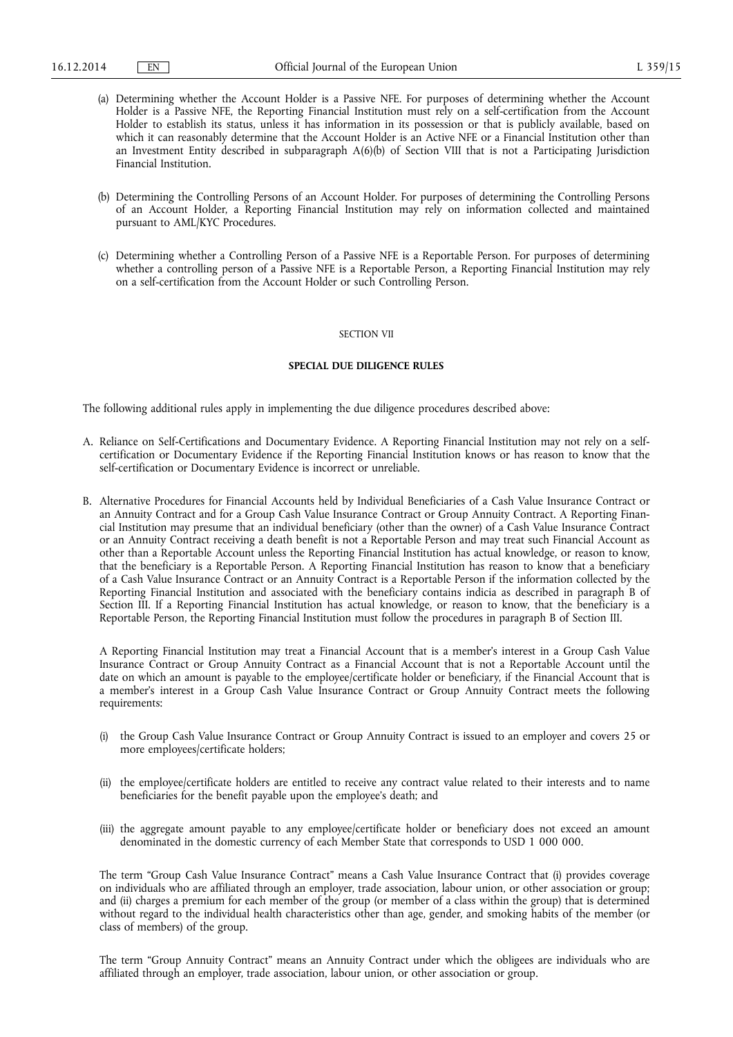(a) Determining whether the Account Holder is a Passive NFE. For purposes of determining whether the Account Holder is a Passive NFE, the Reporting Financial Institution must rely on a self-certification from the Account Holder to establish its status, unless it has information in its possession or that is publicly available, based on which it can reasonably determine that the Account Holder is an Active NFE or a Financial Institution other than an Investment Entity described in subparagraph A(6)(b) of Section VIII that is not a Participating Jurisdiction Financial Institution.

(b) Determining the Controlling Persons of an Account Holder. For purposes of determining the Controlling Persons of an Account Holder, a Reporting Financial Institution may rely on information collected and maintained pursuant to AML/KYC Procedures.

(c) Determining whether a Controlling Person of a Passive NFE is a Reportable Person. For purposes of determining whether a controlling person of a Passive NFE is a Reportable Person, a Reporting Financial Institution may rely on a self-certification from the Account Holder or such Controlling Person.

SECTION VII

**SPECIAL DUE DILIGENCE RULES**

The following additional rules apply in implementing the due diligence procedures described above:

A. Reliance on Self-Certifications and Documentary Evidence. A Reporting Financial Institution may not rely on a self-certification or Documentary Evidence if the Reporting Financial Institution knows or has reason to know that the self-certification or Documentary Evidence is incorrect or unreliable.

B. Alternative Procedures for Financial Accounts held by Individual Beneficiaries of a Cash Value Insurance Contract or an Annuity Contract and for a Group Cash Value Insurance Contract or Group Annuity Contract. A Reporting Financial Institution may presume that an individual beneficiary (other than the owner) of a Cash Value Insurance Contract or an Annuity Contract receiving a death benefit is not a Reportable Person and may treat such Financial Account as other than a Reportable Account unless the Reporting Financial Institution has actual knowledge, or reason to know, that the beneficiary is a Reportable Person. A Reporting Financial Institution has reason to know that a beneficiary of a Cash Value Insurance Contract or an Annuity Contract is a Reportable Person if the information collected by the Reporting Financial Institution and associated with the beneficiary contains indicia as described in paragraph B of Section III. If a Reporting Financial Institution has actual knowledge, or reason to know, that the beneficiary is a Reportable Person, the Reporting Financial Institution must follow the procedures in paragraph B of Section III.

A Reporting Financial Institution may treat a Financial Account that is a member's interest in a Group Cash Value Insurance Contract or Group Annuity Contract as a Financial Account that is not a Reportable Account until the date on which an amount is payable to the employee/certificate holder or beneficiary, if the Financial Account that is a member's interest in a Group Cash Value Insurance Contract or Group Annuity Contract meets the following requirements:

(i) the Group Cash Value Insurance Contract or Group Annuity Contract is issued to an employer and covers 25 or more employees/certificate holders;

(ii) the employee/certificate holders are entitled to receive any contract value related to their interests and to name beneficiaries for the benefit payable upon the employee's death; and

(iii) the aggregate amount payable to any employee/certificate holder or beneficiary does not exceed an amount denominated in the domestic currency of each Member State that corresponds to USD 1 000 000.

The term "Group Cash Value Insurance Contract" means a Cash Value Insurance Contract that (i) provides coverage on individuals who are affiliated through an employer, trade association, labour union, or other association or group; and (ii) charges a premium for each member of the group (or member of a class within the group) that is determined without regard to the individual health characteristics other than age, gender, and smoking habits of the member (or class of members) of the group.

The term "Group Annuity Contract" means an Annuity Contract under which the obligees are individuals who are affiliated through an employer, trade association, labour union, or other association or group.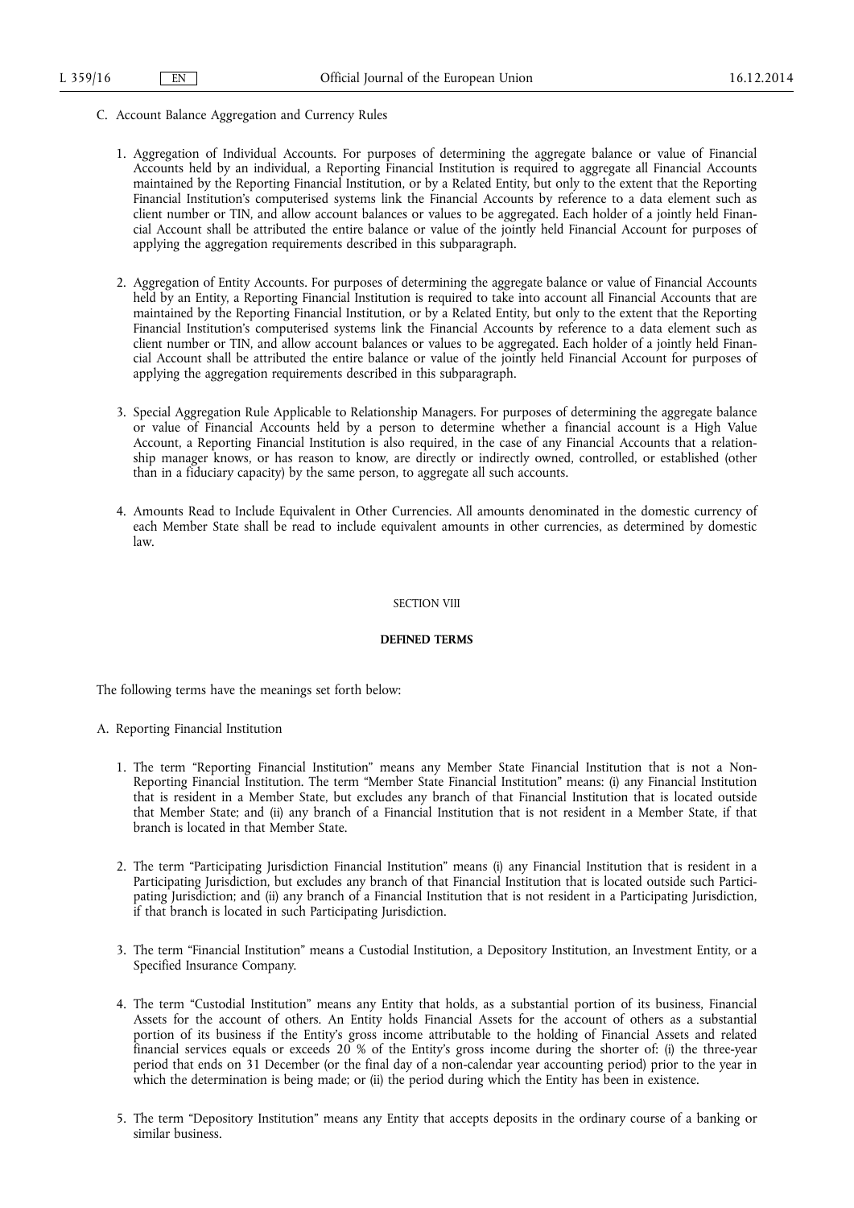C. Account Balance Aggregation and Currency Rules

1. Aggregation of Individual Accounts. For purposes of determining the aggregate balance or value of Financial Accounts held by an individual, a Reporting Financial Institution is required to aggregate all Financial Accounts maintained by the Reporting Financial Institution, or by a Related Entity, but only to the extent that the Reporting Financial Institution's computerised systems link the Financial Accounts by reference to a data element such as client number or TIN, and allow account balances or values to be aggregated. Each holder of a jointly held Financial Account shall be attributed the entire balance or value of the jointly held Financial Account for purposes of applying the aggregation requirements described in this subparagraph.

2. Aggregation of Entity Accounts. For purposes of determining the aggregate balance or value of Financial Accounts held by an Entity, a Reporting Financial Institution is required to take into account all Financial Accounts that are maintained by the Reporting Financial Institution, or by a Related Entity, but only to the extent that the Reporting Financial Institution's computerised systems link the Financial Accounts by reference to a data element such as client number or TIN, and allow account balances or values to be aggregated. Each holder of a jointly held Financial Account shall be attributed the entire balance or value of the jointly held Financial Account for purposes of applying the aggregation requirements described in this subparagraph.

3. Special Aggregation Rule Applicable to Relationship Managers. For purposes of determining the aggregate balance or value of Financial Accounts held by a person to determine whether a financial account is a High Value Account, a Reporting Financial Institution is also required, in the case of any Financial Accounts that a relationship manager knows, or has reason to know, are directly or indirectly owned, controlled, or established (other than in a fiduciary capacity) by the same person, to aggregate all such accounts.

4. Amounts Read to Include Equivalent in Other Currencies. All amounts denominated in the domestic currency of each Member State shall be read to include equivalent amounts in other currencies, as determined by domestic law.

## SECTION VIII

## DEFINED TERMS

The following terms have the meanings set forth below:

A. Reporting Financial Institution

1. The term "Reporting Financial Institution" means any Member State Financial Institution that is not a Non-Reporting Financial Institution. The term "Member State Financial Institution" means: (i) any Financial Institution that is resident in a Member State, but excludes any branch of that Financial Institution that is located outside that Member State; and (ii) any branch of a Financial Institution that is not resident in a Member State, if that branch is located in that Member State.

2. The term "Participating Jurisdiction Financial Institution" means (i) any Financial Institution that is resident in a Participating Jurisdiction, but excludes any branch of that Financial Institution that is located outside such Participating Jurisdiction; and (ii) any branch of a Financial Institution that is not resident in a Participating Jurisdiction, if that branch is located in such Participating Jurisdiction.

3. The term "Financial Institution" means a Custodial Institution, a Depository Institution, an Investment Entity, or a Specified Insurance Company.

4. The term "Custodial Institution" means any Entity that holds, as a substantial portion of its business, Financial Assets for the account of others. An Entity holds Financial Assets for the account of others as a substantial portion of its business if the Entity's gross income attributable to the holding of Financial Assets and related financial services equals or exceeds 20 % of the Entity's gross income during the shorter of: (i) the three-year period that ends on 31 December (or the final day of a non-calendar year accounting period) prior to the year in which the determination is being made; or (ii) the period during which the Entity has been in existence.

5. The term "Depository Institution" means any Entity that accepts deposits in the ordinary course of a banking or similar business.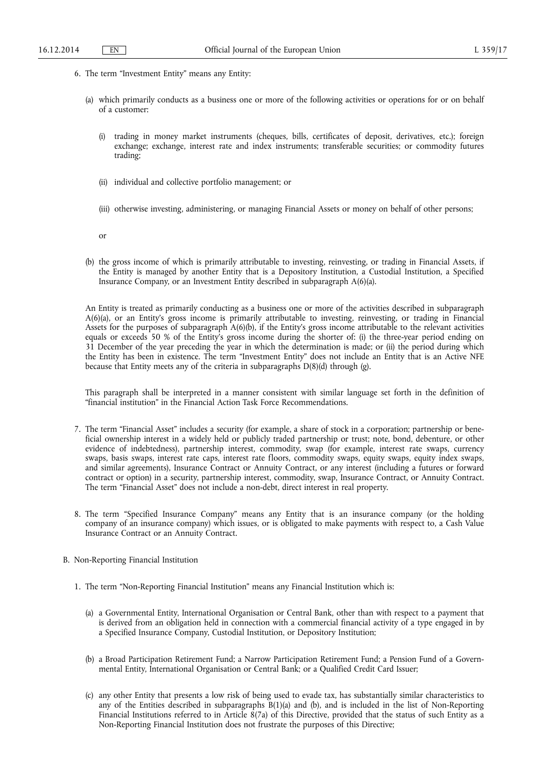6. The term "Investment Entity" means any Entity:

   (a) which primarily conducts as a business one or more of the following activities or operations for or on behalf of a customer:

      (i) trading in money market instruments (cheques, bills, certificates of deposit, derivatives, etc.); foreign exchange; exchange, interest rate and index instruments; transferable securities; or commodity futures trading;

      (ii) individual and collective portfolio management; or

      (iii) otherwise investing, administering, or managing Financial Assets or money on behalf of other persons;

   or

   (b) the gross income of which is primarily attributable to investing, reinvesting, or trading in Financial Assets, if the Entity is managed by another Entity that is a Depository Institution, a Custodial Institution, a Specified Insurance Company, or an Investment Entity described in subparagraph A(6)(a).

   An Entity is treated as primarily conducting as a business one or more of the activities described in subparagraph A(6)(a), or an Entity's gross income is primarily attributable to investing, reinvesting, or trading in Financial Assets for the purposes of subparagraph A(6)(b), if the Entity's gross income attributable to the relevant activities equals or exceeds 50 % of the Entity's gross income during the shorter of: (i) the three-year period ending on 31 December of the year preceding the year in which the determination is made; or (ii) the period during which the Entity has been in existence. The term "Investment Entity" does not include an Entity that is an Active NFE because that Entity meets any of the criteria in subparagraphs D(8)(d) through (g).

   This paragraph shall be interpreted in a manner consistent with similar language set forth in the definition of "financial institution" in the Financial Action Task Force Recommendations.

7. The term "Financial Asset" includes a security (for example, a share of stock in a corporation; partnership or beneficial ownership interest in a widely held or publicly traded partnership or trust; note, bond, debenture, or other evidence of indebtedness), partnership interest, commodity, swap (for example, interest rate swaps, currency swaps, basis swaps, interest rate caps, interest rate floors, commodity swaps, equity swaps, equity index swaps, and similar agreements), Insurance Contract or Annuity Contract, or any interest (including a futures or forward contract or option) in a security, partnership interest, commodity, swap, Insurance Contract, or Annuity Contract. The term "Financial Asset" does not include a non-debt, direct interest in real property.

8. The term "Specified Insurance Company" means any Entity that is an insurance company (or the holding company of an insurance company) which issues, or is obligated to make payments with respect to, a Cash Value Insurance Contract or an Annuity Contract.

B. Non-Reporting Financial Institution

1. The term "Non-Reporting Financial Institution" means any Financial Institution which is:

   (a) a Governmental Entity, International Organisation or Central Bank, other than with respect to a payment that is derived from an obligation held in connection with a commercial financial activity of a type engaged in by a Specified Insurance Company, Custodial Institution, or Depository Institution;

   (b) a Broad Participation Retirement Fund; a Narrow Participation Retirement Fund; a Pension Fund of a Governmental Entity, International Organisation or Central Bank; or a Qualified Credit Card Issuer;

   (c) any other Entity that presents a low risk of being used to evade tax, has substantially similar characteristics to any of the Entities described in subparagraphs B(1)(a) and (b), and is included in the list of Non-Reporting Financial Institutions referred to in Article 8(7a) of this Directive, provided that the status of such Entity as a Non-Reporting Financial Institution does not frustrate the purposes of this Directive;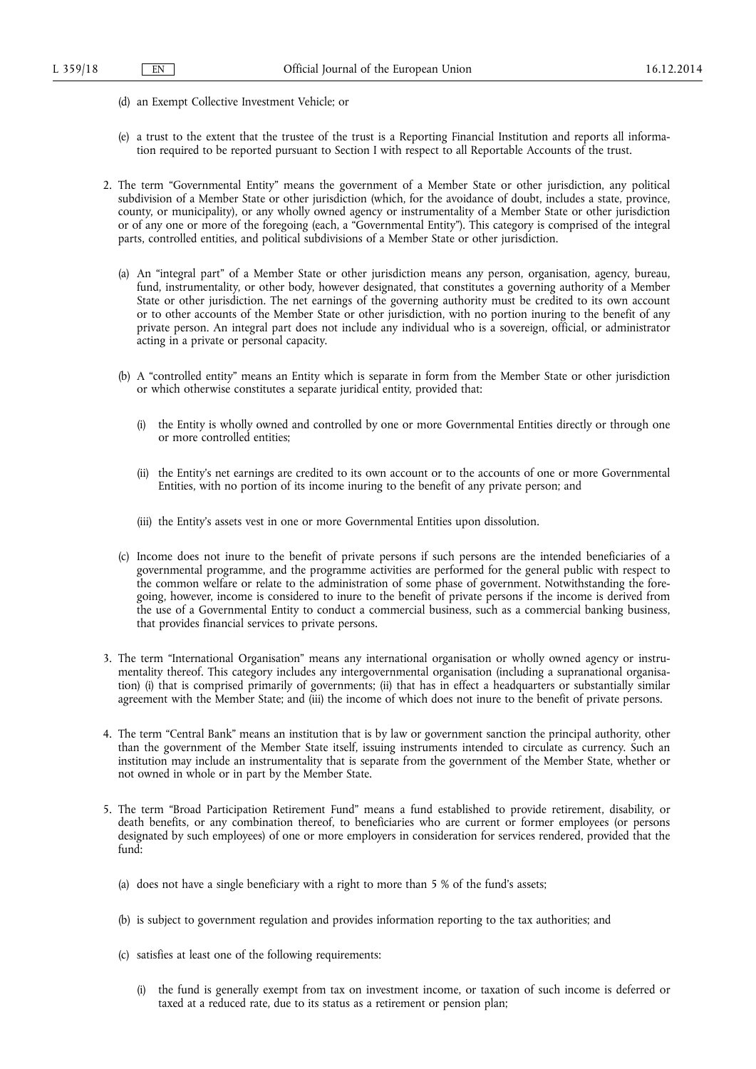(d) an Exempt Collective Investment Vehicle; or

(e) a trust to the extent that the trustee of the trust is a Reporting Financial Institution and reports all information required to be reported pursuant to Section I with respect to all Reportable Accounts of the trust.

2. The term "Governmental Entity" means the government of a Member State or other jurisdiction, any political subdivision of a Member State or other jurisdiction (which, for the avoidance of doubt, includes a state, province, county, or municipality), or any wholly owned agency or instrumentality of a Member State or other jurisdiction or of any one or more of the foregoing (each, a "Governmental Entity"). This category is comprised of the integral parts, controlled entities, and political subdivisions of a Member State or other jurisdiction.

   (a) An "integral part" of a Member State or other jurisdiction means any person, organisation, agency, bureau, fund, instrumentality, or other body, however designated, that constitutes a governing authority of a Member State or other jurisdiction. The net earnings of the governing authority must be credited to its own account or to other accounts of the Member State or other jurisdiction, with no portion inuring to the benefit of any private person. An integral part does not include any individual who is a sovereign, official, or administrator acting in a private or personal capacity.

   (b) A "controlled entity" means an Entity which is separate in form from the Member State or other jurisdiction or which otherwise constitutes a separate juridical entity, provided that:

      (i) the Entity is wholly owned and controlled by one or more Governmental Entities directly or through one or more controlled entities;

      (ii) the Entity's net earnings are credited to its own account or to the accounts of one or more Governmental Entities, with no portion of its income inuring to the benefit of any private person; and

      (iii) the Entity's assets vest in one or more Governmental Entities upon dissolution.

   (c) Income does not inure to the benefit of private persons if such persons are the intended beneficiaries of a governmental programme, and the programme activities are performed for the general public with respect to the common welfare or relate to the administration of some phase of government. Notwithstanding the foregoing, however, income is considered to inure to the benefit of private persons if the income is derived from the use of a Governmental Entity to conduct a commercial business, such as a commercial banking business, that provides financial services to private persons.

3. The term "International Organisation" means any international organisation or wholly owned agency or instrumentality thereof. This category includes any intergovernmental organisation (including a supranational organisation) (i) that is comprised primarily of governments; (ii) that has in effect a headquarters or substantially similar agreement with the Member State; and (iii) the income of which does not inure to the benefit of private persons.

4. The term "Central Bank" means an institution that is by law or government sanction the principal authority, other than the government of the Member State itself, issuing instruments intended to circulate as currency. Such an institution may include an instrumentality that is separate from the government of the Member State, whether or not owned in whole or in part by the Member State.

5. The term "Broad Participation Retirement Fund" means a fund established to provide retirement, disability, or death benefits, or any combination thereof, to beneficiaries who are current or former employees (or persons designated by such employees) of one or more employers in consideration for services rendered, provided that the fund:

   (a) does not have a single beneficiary with a right to more than 5 % of the fund's assets;

   (b) is subject to government regulation and provides information reporting to the tax authorities; and

   (c) satisfies at least one of the following requirements:

      (i) the fund is generally exempt from tax on investment income, or taxation of such income is deferred or taxed at a reduced rate, due to its status as a retirement or pension plan;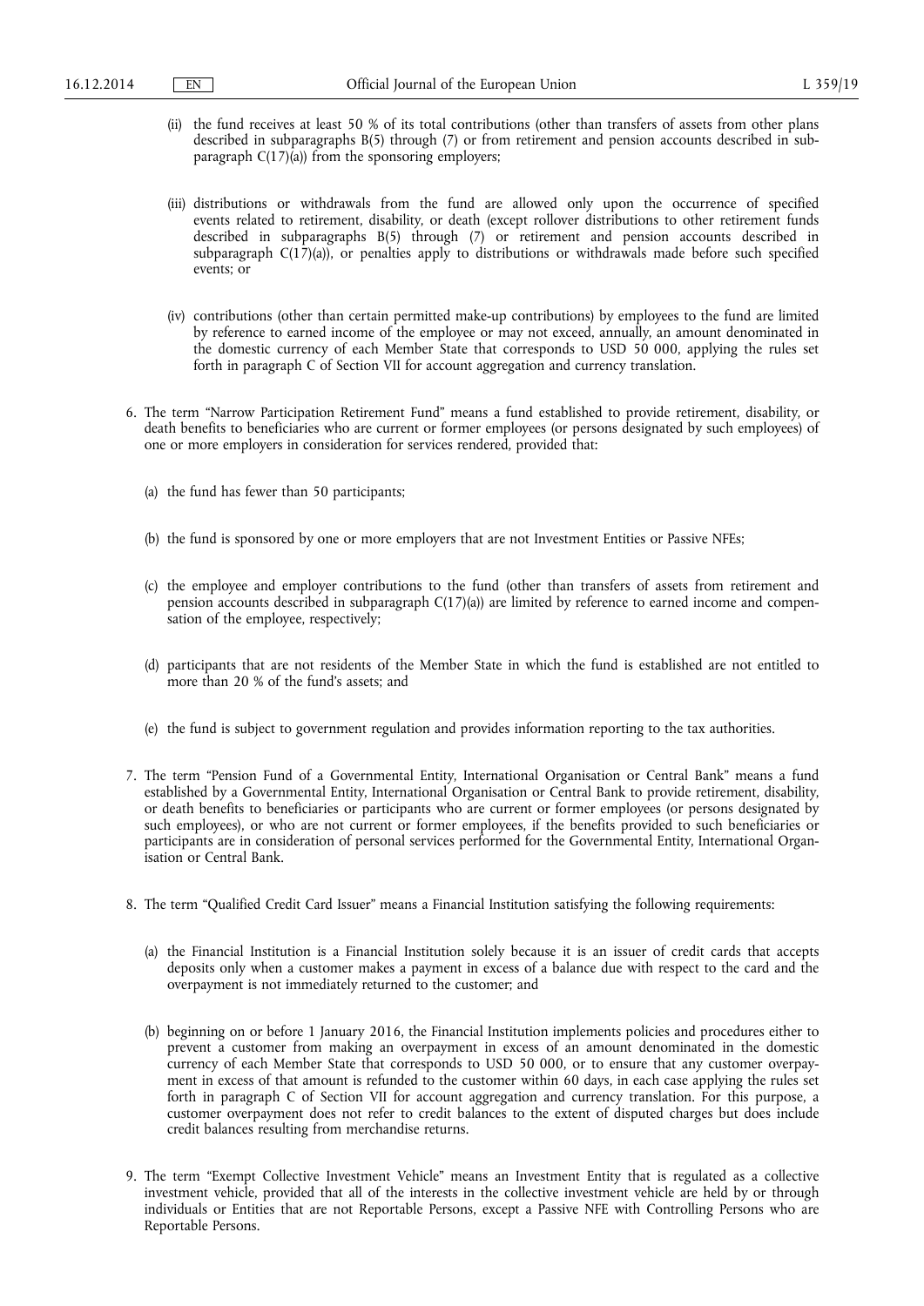(ii) the fund receives at least 50 % of its total contributions (other than transfers of assets from other plans described in subparagraphs B(5) through (7) or from retirement and pension accounts described in subparagraph C(17)(a)) from the sponsoring employers;

(iii) distributions or withdrawals from the fund are allowed only upon the occurrence of specified events related to retirement, disability, or death (except rollover distributions to other retirement funds described in subparagraphs B(5) through (7) or retirement and pension accounts described in subparagraph C(17)(a)), or penalties apply to distributions or withdrawals made before such specified events; or

(iv) contributions (other than certain permitted make-up contributions) by employees to the fund are limited by reference to earned income of the employee or may not exceed, annually, an amount denominated in the domestic currency of each Member State that corresponds to USD 50 000, applying the rules set forth in paragraph C of Section VII for account aggregation and currency translation.

6. The term "Narrow Participation Retirement Fund" means a fund established to provide retirement, disability, or death benefits to beneficiaries who are current or former employees (or persons designated by such employees) of one or more employers in consideration for services rendered, provided that:

(a) the fund has fewer than 50 participants;

(b) the fund is sponsored by one or more employers that are not Investment Entities or Passive NFEs;

(c) the employee and employer contributions to the fund (other than transfers of assets from retirement and pension accounts described in subparagraph C(17)(a)) are limited by reference to earned income and compensation of the employee, respectively;

(d) participants that are not residents of the Member State in which the fund is established are not entitled to more than 20 % of the fund's assets; and

(e) the fund is subject to government regulation and provides information reporting to the tax authorities.

7. The term "Pension Fund of a Governmental Entity, International Organisation or Central Bank" means a fund established by a Governmental Entity, International Organisation or Central Bank to provide retirement, disability, or death benefits to beneficiaries or participants who are current or former employees (or persons designated by such employees), or who are not current or former employees, if the benefits provided to such beneficiaries or participants are in consideration of personal services performed for the Governmental Entity, International Organisation or Central Bank.

8. The term "Qualified Credit Card Issuer" means a Financial Institution satisfying the following requirements:

(a) the Financial Institution is a Financial Institution solely because it is an issuer of credit cards that accepts deposits only when a customer makes a payment in excess of a balance due with respect to the card and the overpayment is not immediately returned to the customer; and

(b) beginning on or before 1 January 2016, the Financial Institution implements policies and procedures either to prevent a customer from making an overpayment in excess of an amount denominated in the domestic currency of each Member State that corresponds to USD 50 000, or to ensure that any customer overpayment in excess of that amount is refunded to the customer within 60 days, in each case applying the rules set forth in paragraph C of Section VII for account aggregation and currency translation. For this purpose, a customer overpayment does not refer to credit balances to the extent of disputed charges but does include credit balances resulting from merchandise returns.

9. The term "Exempt Collective Investment Vehicle" means an Investment Entity that is regulated as a collective investment vehicle, provided that all of the interests in the collective investment vehicle are held by or through individuals or Entities that are not Reportable Persons, except a Passive NFE with Controlling Persons who are Reportable Persons.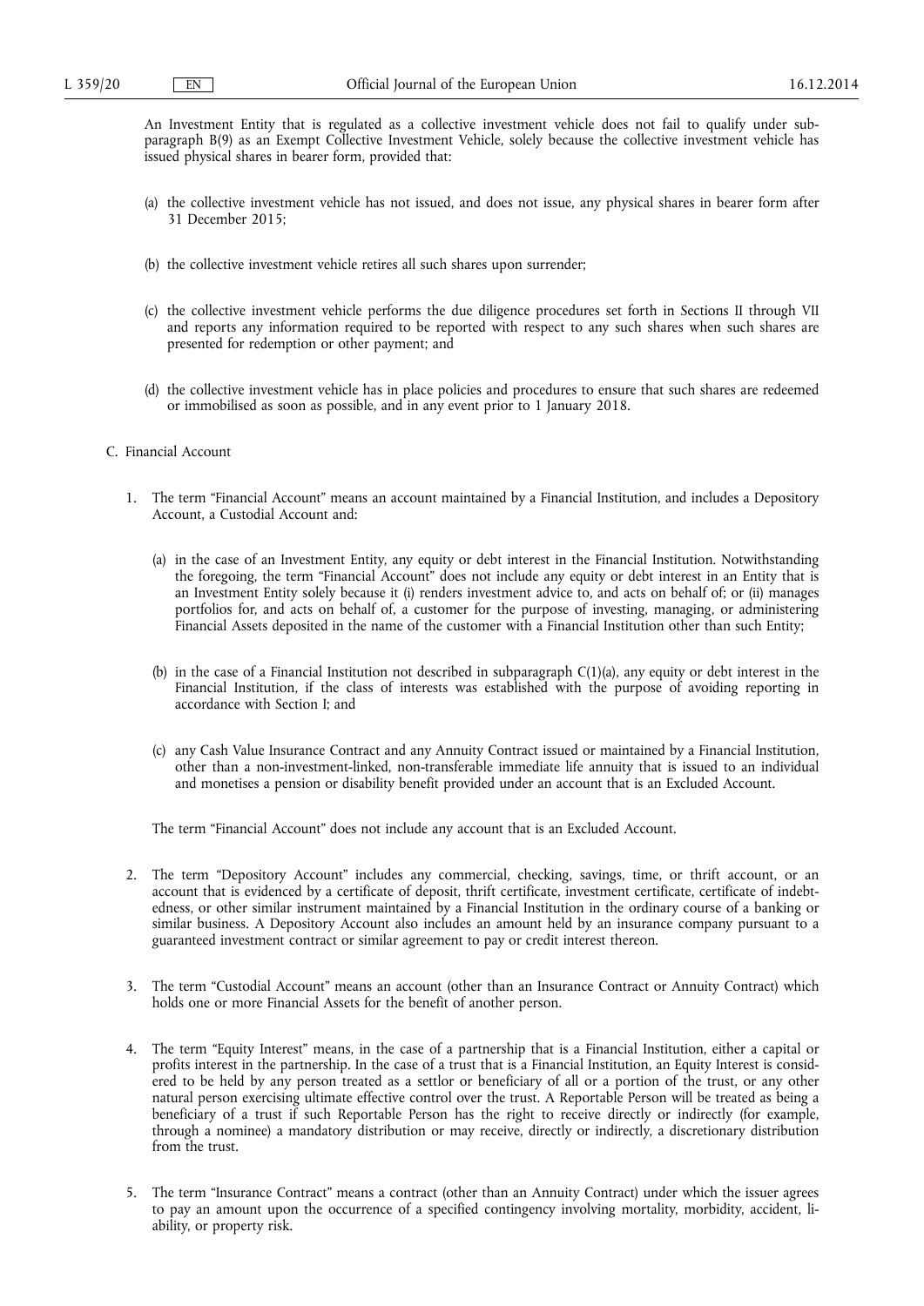An Investment Entity that is regulated as a collective investment vehicle does not fail to qualify under subparagraph B(9) as an Exempt Collective Investment Vehicle, solely because the collective investment vehicle has issued physical shares in bearer form, provided that:

(a) the collective investment vehicle has not issued, and does not issue, any physical shares in bearer form after 31 December 2015;

(b) the collective investment vehicle retires all such shares upon surrender;

(c) the collective investment vehicle performs the due diligence procedures set forth in Sections II through VII and reports any information required to be reported with respect to any such shares when such shares are presented for redemption or other payment; and

(d) the collective investment vehicle has in place policies and procedures to ensure that such shares are redeemed or immobilised as soon as possible, and in any event prior to 1 January 2018.

C. Financial Account

1. The term "Financial Account" means an account maintained by a Financial Institution, and includes a Depository Account, a Custodial Account and:

   (a) in the case of an Investment Entity, any equity or debt interest in the Financial Institution. Notwithstanding the foregoing, the term "Financial Account" does not include any equity or debt interest in an Entity that is an Investment Entity solely because it (i) renders investment advice to, and acts on behalf of; or (ii) manages portfolios for, and acts on behalf of, a customer for the purpose of investing, managing, or administering Financial Assets deposited in the name of the customer with a Financial Institution other than such Entity;

   (b) in the case of a Financial Institution not described in subparagraph C(1)(a), any equity or debt interest in the Financial Institution, if the class of interests was established with the purpose of avoiding reporting in accordance with Section I; and

   (c) any Cash Value Insurance Contract and any Annuity Contract issued or maintained by a Financial Institution, other than a non-investment-linked, non-transferable immediate life annuity that is issued to an individual and monetises a pension or disability benefit provided under an account that is an Excluded Account.

   The term "Financial Account" does not include any account that is an Excluded Account.

2. The term "Depository Account" includes any commercial, checking, savings, time, or thrift account, or an account that is evidenced by a certificate of deposit, thrift certificate, investment certificate, certificate of indebtedness, or other similar instrument maintained by a Financial Institution in the ordinary course of a banking or similar business. A Depository Account also includes an amount held by an insurance company pursuant to a guaranteed investment contract or similar agreement to pay or credit interest thereon.

3. The term "Custodial Account" means an account (other than an Insurance Contract or Annuity Contract) which holds one or more Financial Assets for the benefit of another person.

4. The term "Equity Interest" means, in the case of a partnership that is a Financial Institution, either a capital or profits interest in the partnership. In the case of a trust that is a Financial Institution, an Equity Interest is considered to be held by any person treated as a settlor or beneficiary of all or a portion of the trust, or any other natural person exercising ultimate effective control over the trust. A Reportable Person will be treated as being a beneficiary of a trust if such Reportable Person has the right to receive directly or indirectly (for example, through a nominee) a mandatory distribution or may receive, directly or indirectly, a discretionary distribution from the trust.

5. The term "Insurance Contract" means a contract (other than an Annuity Contract) under which the issuer agrees to pay an amount upon the occurrence of a specified contingency involving mortality, morbidity, accident, liability, or property risk.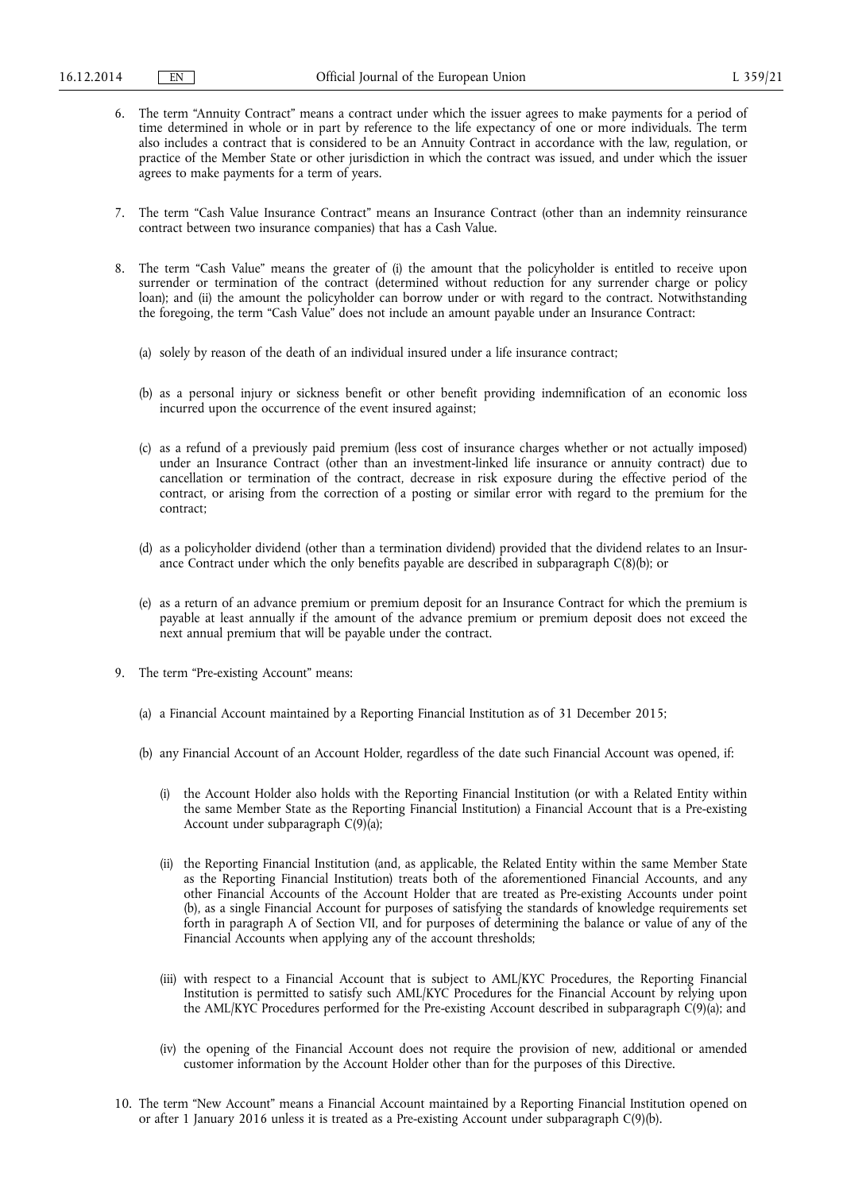6. The term "Annuity Contract" means a contract under which the issuer agrees to make payments for a period of time determined in whole or in part by reference to the life expectancy of one or more individuals. The term also includes a contract that is considered to be an Annuity Contract in accordance with the law, regulation, or practice of the Member State or other jurisdiction in which the contract was issued, and under which the issuer agrees to make payments for a term of years.

7. The term "Cash Value Insurance Contract" means an Insurance Contract (other than an indemnity reinsurance contract between two insurance companies) that has a Cash Value.

8. The term "Cash Value" means the greater of (i) the amount that the policyholder is entitled to receive upon surrender or termination of the contract (determined without reduction for any surrender charge or policy loan); and (ii) the amount the policyholder can borrow under or with regard to the contract. Notwithstanding the foregoing, the term "Cash Value" does not include an amount payable under an Insurance Contract:

   (a) solely by reason of the death of an individual insured under a life insurance contract;

   (b) as a personal injury or sickness benefit or other benefit providing indemnification of an economic loss incurred upon the occurrence of the event insured against;

   (c) as a refund of a previously paid premium (less cost of insurance charges whether or not actually imposed) under an Insurance Contract (other than an investment-linked life insurance or annuity contract) due to cancellation or termination of the contract, decrease in risk exposure during the effective period of the contract, or arising from the correction of a posting or similar error with regard to the premium for the contract;

   (d) as a policyholder dividend (other than a termination dividend) provided that the dividend relates to an Insurance Contract under which the only benefits payable are described in subparagraph C(8)(b); or

   (e) as a return of an advance premium or premium deposit for an Insurance Contract for which the premium is payable at least annually if the amount of the advance premium or premium deposit does not exceed the next annual premium that will be payable under the contract.

9. The term "Pre-existing Account" means:

   (a) a Financial Account maintained by a Reporting Financial Institution as of 31 December 2015;

   (b) any Financial Account of an Account Holder, regardless of the date such Financial Account was opened, if:

      (i) the Account Holder also holds with the Reporting Financial Institution (or with a Related Entity within the same Member State as the Reporting Financial Institution) a Financial Account that is a Pre-existing Account under subparagraph C(9)(a);

      (ii) the Reporting Financial Institution (and, as applicable, the Related Entity within the same Member State as the Reporting Financial Institution) treats both of the aforementioned Financial Accounts, and any other Financial Accounts of the Account Holder that are treated as Pre-existing Accounts under point (b), as a single Financial Account for purposes of satisfying the standards of knowledge requirements set forth in paragraph A of Section VII, and for purposes of determining the balance or value of any of the Financial Accounts when applying any of the account thresholds;

      (iii) with respect to a Financial Account that is subject to AML/KYC Procedures, the Reporting Financial Institution is permitted to satisfy such AML/KYC Procedures for the Financial Account by relying upon the AML/KYC Procedures performed for the Pre-existing Account described in subparagraph C(9)(a); and

      (iv) the opening of the Financial Account does not require the provision of new, additional or amended customer information by the Account Holder other than for the purposes of this Directive.

10. The term "New Account" means a Financial Account maintained by a Reporting Financial Institution opened on or after 1 January 2016 unless it is treated as a Pre-existing Account under subparagraph C(9)(b).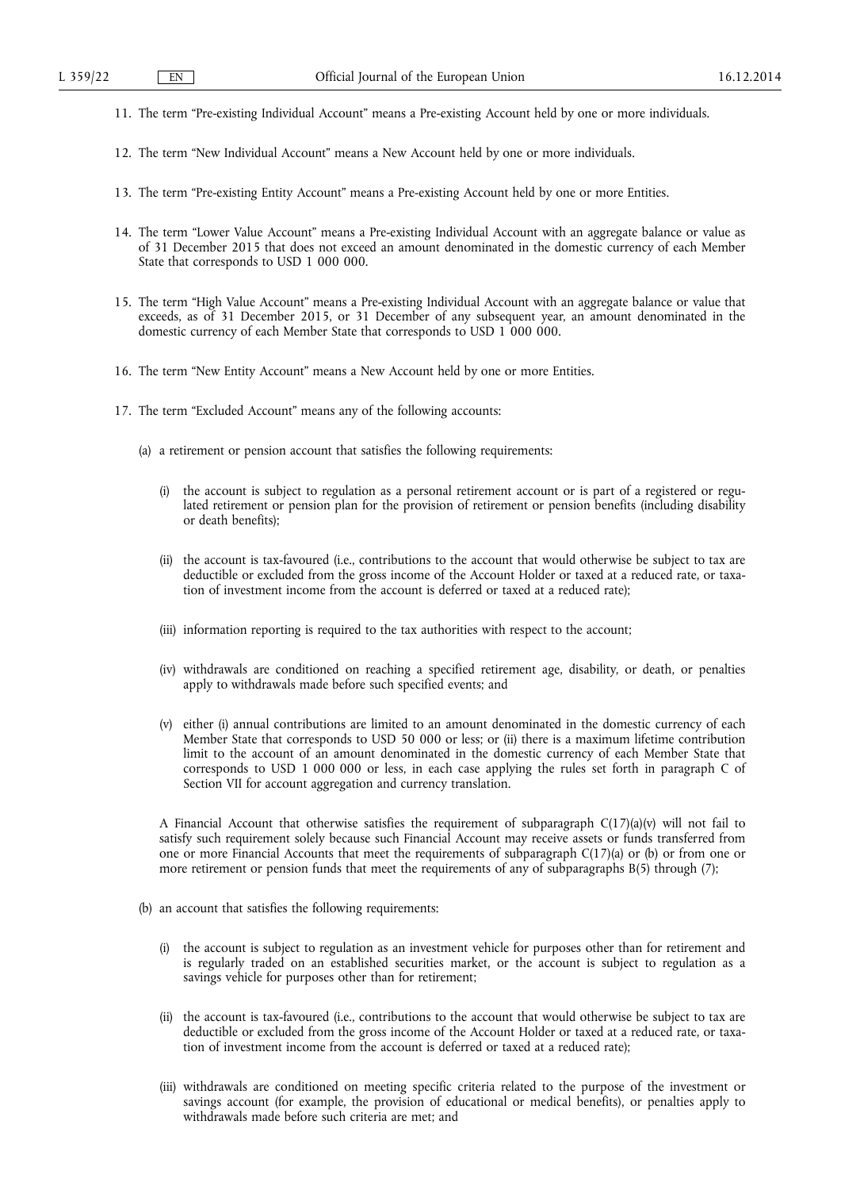11. The term "Pre-existing Individual Account" means a Pre-existing Account held by one or more individuals.

12. The term "New Individual Account" means a New Account held by one or more individuals.

13. The term "Pre-existing Entity Account" means a Pre-existing Account held by one or more Entities.

14. The term "Lower Value Account" means a Pre-existing Individual Account with an aggregate balance or value as of 31 December 2015 that does not exceed an amount denominated in the domestic currency of each Member State that corresponds to USD 1 000 000.

15. The term "High Value Account" means a Pre-existing Individual Account with an aggregate balance or value that exceeds, as of 31 December 2015, or 31 December of any subsequent year, an amount denominated in the domestic currency of each Member State that corresponds to USD 1 000 000.

16. The term "New Entity Account" means a New Account held by one or more Entities.

17. The term "Excluded Account" means any of the following accounts:

   (a) a retirement or pension account that satisfies the following requirements:

      (i) the account is subject to regulation as a personal retirement account or is part of a registered or regulated retirement or pension plan for the provision of retirement or pension benefits (including disability or death benefits);

      (ii) the account is tax-favoured (i.e., contributions to the account that would otherwise be subject to tax are deductible or excluded from the gross income of the Account Holder or taxed at a reduced rate, or taxation of investment income from the account is deferred or taxed at a reduced rate);

      (iii) information reporting is required to the tax authorities with respect to the account;

      (iv) withdrawals are conditioned on reaching a specified retirement age, disability, or death, or penalties apply to withdrawals made before such specified events; and

      (v) either (i) annual contributions are limited to an amount denominated in the domestic currency of each Member State that corresponds to USD 50 000 or less; or (ii) there is a maximum lifetime contribution limit to the account of an amount denominated in the domestic currency of each Member State that corresponds to USD 1 000 000 or less, in each case applying the rules set forth in paragraph C of Section VII for account aggregation and currency translation.

   A Financial Account that otherwise satisfies the requirement of subparagraph C(17)(a)(v) will not fail to satisfy such requirement solely because such Financial Account may receive assets or funds transferred from one or more Financial Accounts that meet the requirements of subparagraph C(17)(a) or (b) or from one or more retirement or pension funds that meet the requirements of any of subparagraphs B(5) through (7);

   (b) an account that satisfies the following requirements:

      (i) the account is subject to regulation as an investment vehicle for purposes other than for retirement and is regularly traded on an established securities market, or the account is subject to regulation as a savings vehicle for purposes other than for retirement;

      (ii) the account is tax-favoured (i.e., contributions to the account that would otherwise be subject to tax are deductible or excluded from the gross income of the Account Holder or taxed at a reduced rate, or taxation of investment income from the account is deferred or taxed at a reduced rate);

      (iii) withdrawals are conditioned on meeting specific criteria related to the purpose of the investment or savings account (for example, the provision of educational or medical benefits), or penalties apply to withdrawals made before such criteria are met; and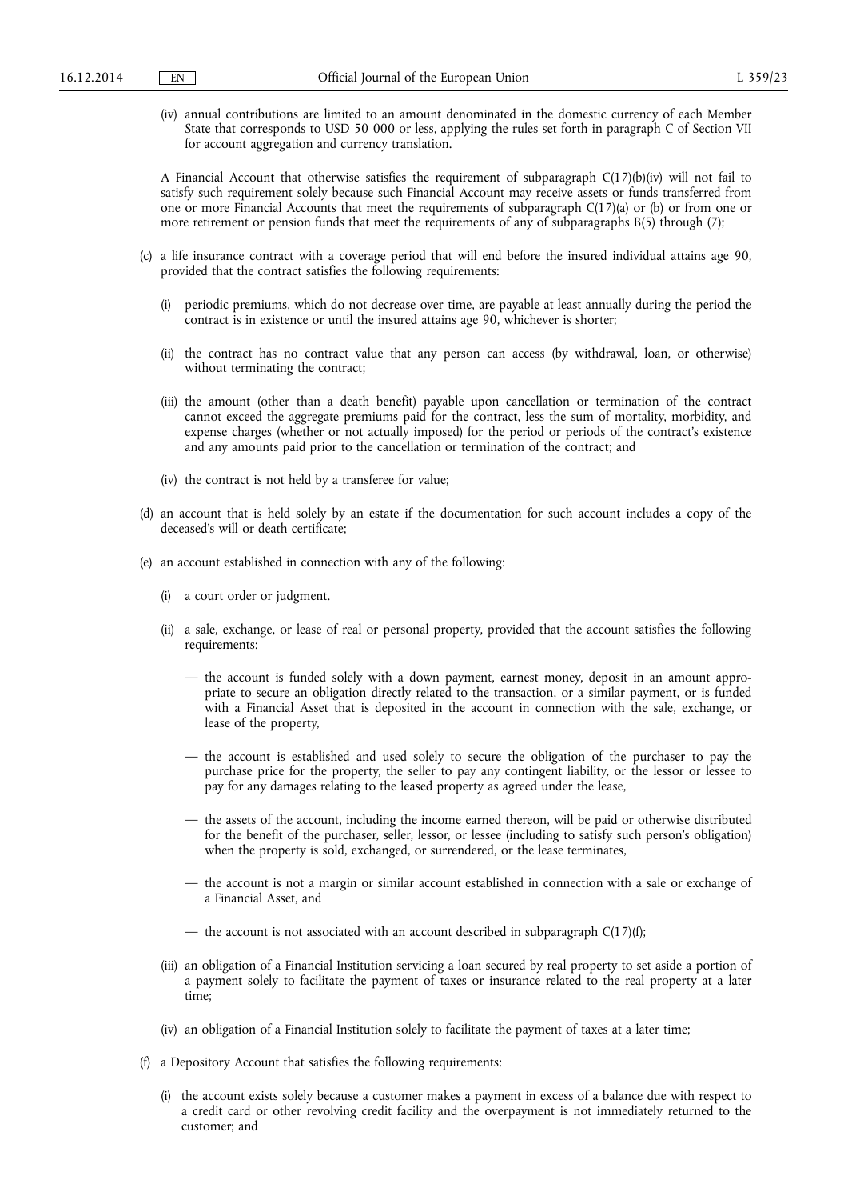(iv) annual contributions are limited to an amount denominated in the domestic currency of each Member State that corresponds to USD 50 000 or less, applying the rules set forth in paragraph C of Section VII for account aggregation and currency translation.

A Financial Account that otherwise satisfies the requirement of subparagraph C(17)(b)(iv) will not fail to satisfy such requirement solely because such Financial Account may receive assets or funds transferred from one or more Financial Accounts that meet the requirements of subparagraph C(17)(a) or (b) or from one or more retirement or pension funds that meet the requirements of any of subparagraphs B(5) through (7);

(c) a life insurance contract with a coverage period that will end before the insured individual attains age 90, provided that the contract satisfies the following requirements:

(i) periodic premiums, which do not decrease over time, are payable at least annually during the period the contract is in existence or until the insured attains age 90, whichever is shorter;

(ii) the contract has no contract value that any person can access (by withdrawal, loan, or otherwise) without terminating the contract;

(iii) the amount (other than a death benefit) payable upon cancellation or termination of the contract cannot exceed the aggregate premiums paid for the contract, less the sum of mortality, morbidity, and expense charges (whether or not actually imposed) for the period or periods of the contract's existence and any amounts paid prior to the cancellation or termination of the contract; and

(iv) the contract is not held by a transferee for value;

(d) an account that is held solely by an estate if the documentation for such account includes a copy of the deceased's will or death certificate;

(e) an account established in connection with any of the following:

(i) a court order or judgment.

(ii) a sale, exchange, or lease of real or personal property, provided that the account satisfies the following requirements:

— the account is funded solely with a down payment, earnest money, deposit in an amount appropriate to secure an obligation directly related to the transaction, or a similar payment, or is funded with a Financial Asset that is deposited in the account in connection with the sale, exchange, or lease of the property,

— the account is established and used solely to secure the obligation of the purchaser to pay the purchase price for the property, the seller to pay any contingent liability, or the lessor or lessee to pay for any damages relating to the leased property as agreed under the lease,

— the assets of the account, including the income earned thereon, will be paid or otherwise distributed for the benefit of the purchaser, seller, lessor, or lessee (including to satisfy such person's obligation) when the property is sold, exchanged, or surrendered, or the lease terminates,

— the account is not a margin or similar account established in connection with a sale or exchange of a Financial Asset, and

— the account is not associated with an account described in subparagraph C(17)(f);

(iii) an obligation of a Financial Institution servicing a loan secured by real property to set aside a portion of a payment solely to facilitate the payment of taxes or insurance related to the real property at a later time;

(iv) an obligation of a Financial Institution solely to facilitate the payment of taxes at a later time;

(f) a Depository Account that satisfies the following requirements:

(i) the account exists solely because a customer makes a payment in excess of a balance due with respect to a credit card or other revolving credit facility and the overpayment is not immediately returned to the customer; and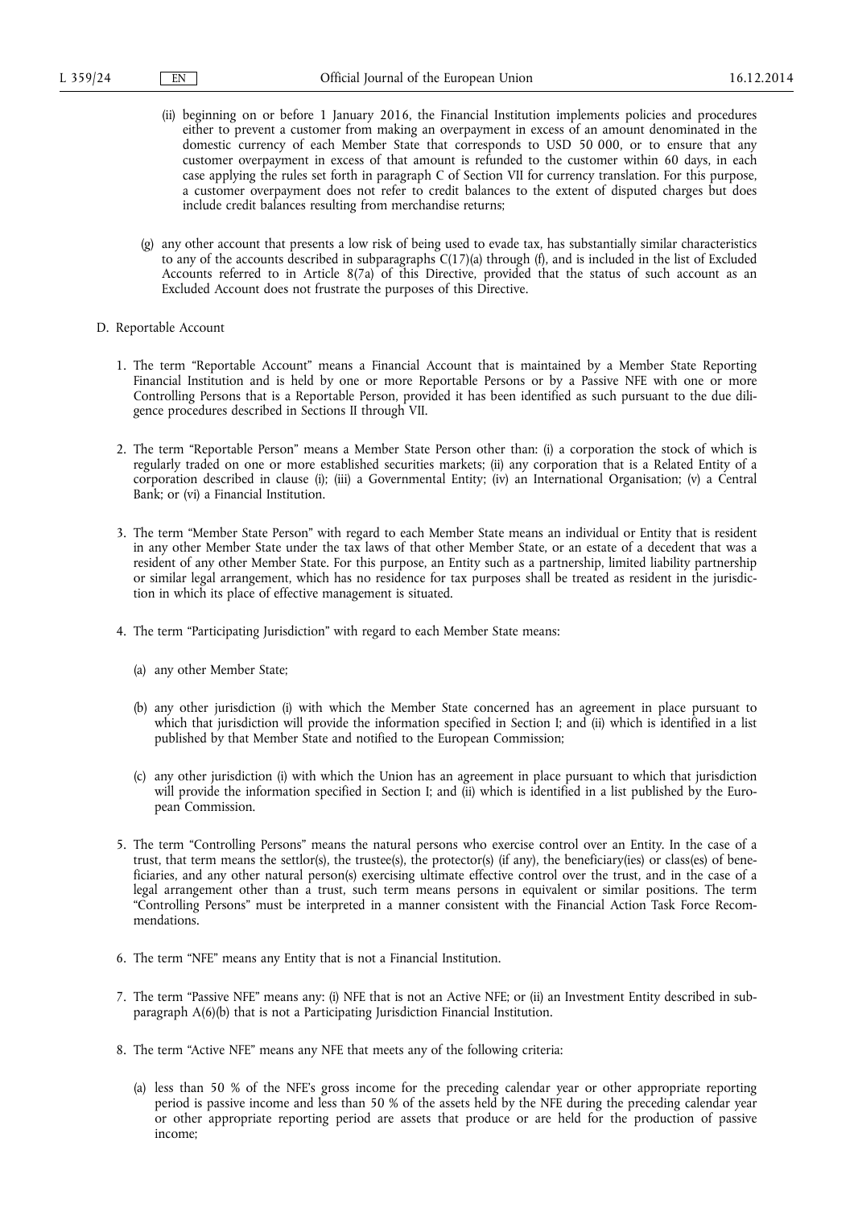(ii) beginning on or before 1 January 2016, the Financial Institution implements policies and procedures either to prevent a customer from making an overpayment in excess of an amount denominated in the domestic currency of each Member State that corresponds to USD 50 000, or to ensure that any customer overpayment in excess of that amount is refunded to the customer within 60 days, in each case applying the rules set forth in paragraph C of Section VII for currency translation. For this purpose, a customer overpayment does not refer to credit balances to the extent of disputed charges but does include credit balances resulting from merchandise returns;

(g) any other account that presents a low risk of being used to evade tax, has substantially similar characteristics to any of the accounts described in subparagraphs C(17)(a) through (f), and is included in the list of Excluded Accounts referred to in Article 8(7a) of this Directive, provided that the status of such account as an Excluded Account does not frustrate the purposes of this Directive.

D. Reportable Account

1. The term "Reportable Account" means a Financial Account that is maintained by a Member State Reporting Financial Institution and is held by one or more Reportable Persons or by a Passive NFE with one or more Controlling Persons that is a Reportable Person, provided it has been identified as such pursuant to the due diligence procedures described in Sections II through VII.

2. The term "Reportable Person" means a Member State Person other than: (i) a corporation the stock of which is regularly traded on one or more established securities markets; (ii) any corporation that is a Related Entity of a corporation described in clause (i); (iii) a Governmental Entity; (iv) an International Organisation; (v) a Central Bank; or (vi) a Financial Institution.

3. The term "Member State Person" with regard to each Member State means an individual or Entity that is resident in any other Member State under the tax laws of that other Member State, or an estate of a decedent that was a resident of any other Member State. For this purpose, an Entity such as a partnership, limited liability partnership or similar legal arrangement, which has no residence for tax purposes shall be treated as resident in the jurisdiction in which its place of effective management is situated.

4. The term "Participating Jurisdiction" with regard to each Member State means:

(a) any other Member State;

(b) any other jurisdiction (i) with which the Member State concerned has an agreement in place pursuant to which that jurisdiction will provide the information specified in Section I; and (ii) which is identified in a list published by that Member State and notified to the European Commission;

(c) any other jurisdiction (i) with which the Union has an agreement in place pursuant to which that jurisdiction will provide the information specified in Section I; and (ii) which is identified in a list published by the European Commission.

5. The term "Controlling Persons" means the natural persons who exercise control over an Entity. In the case of a trust, that term means the settlor(s), the trustee(s), the protector(s) (if any), the beneficiary(ies) or class(es) of beneficiaries, and any other natural person(s) exercising ultimate effective control over the trust, and in the case of a legal arrangement other than a trust, such term means persons in equivalent or similar positions. The term "Controlling Persons" must be interpreted in a manner consistent with the Financial Action Task Force Recommendations.

6. The term "NFE" means any Entity that is not a Financial Institution.

7. The term "Passive NFE" means any: (i) NFE that is not an Active NFE; or (ii) an Investment Entity described in subparagraph A(6)(b) that is not a Participating Jurisdiction Financial Institution.

8. The term "Active NFE" means any NFE that meets any of the following criteria:

(a) less than 50 % of the NFE's gross income for the preceding calendar year or other appropriate reporting period is passive income and less than 50 % of the assets held by the NFE during the preceding calendar year or other appropriate reporting period are assets that produce or are held for the production of passive income;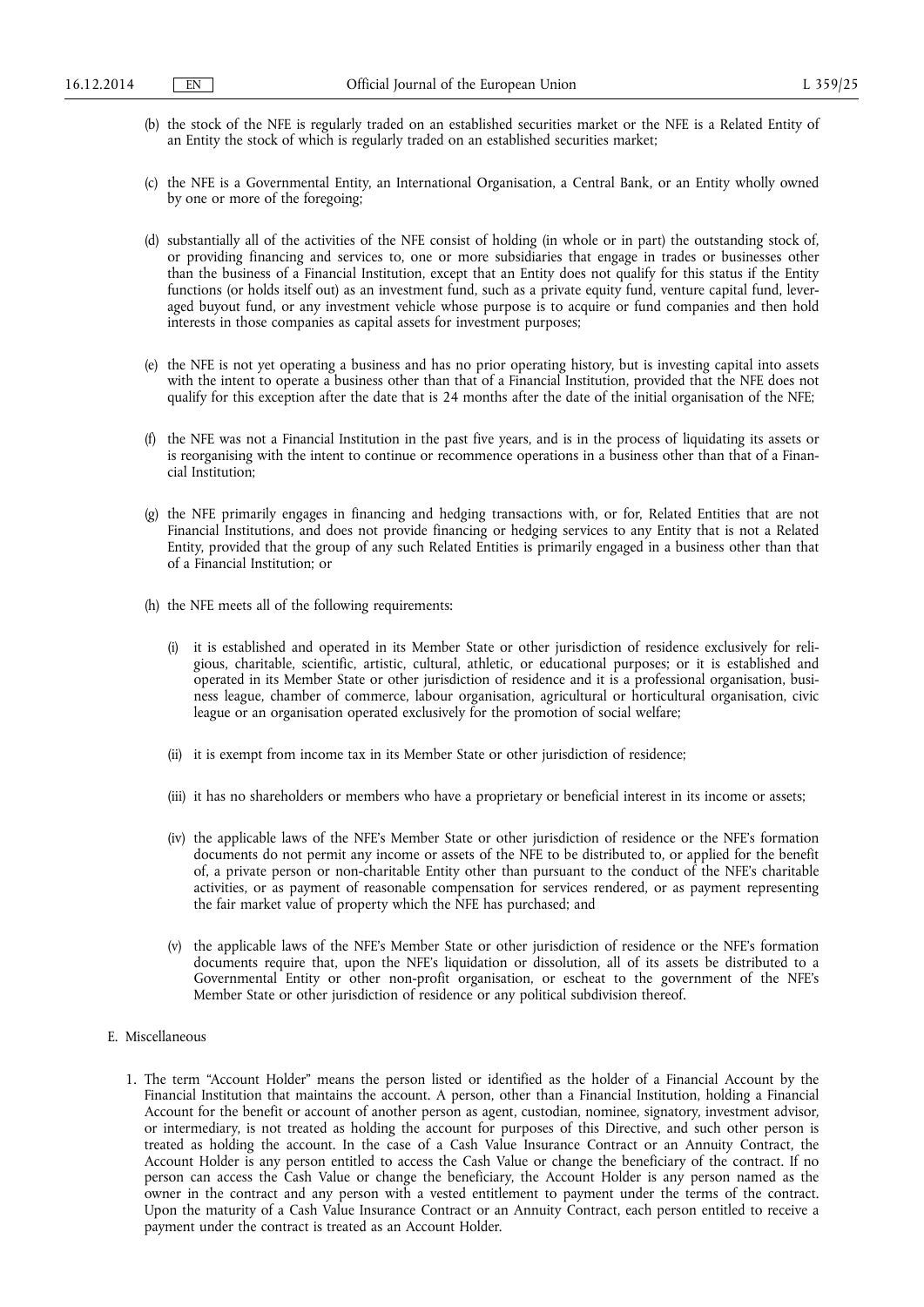(b) the stock of the NFE is regularly traded on an established securities market or the NFE is a Related Entity of an Entity the stock of which is regularly traded on an established securities market;

(c) the NFE is a Governmental Entity, an International Organisation, a Central Bank, or an Entity wholly owned by one or more of the foregoing;

(d) substantially all of the activities of the NFE consist of holding (in whole or in part) the outstanding stock of, or providing financing and services to, one or more subsidiaries that engage in trades or businesses other than the business of a Financial Institution, except that an Entity does not qualify for this status if the Entity functions (or holds itself out) as an investment fund, such as a private equity fund, venture capital fund, leveraged buyout fund, or any investment vehicle whose purpose is to acquire or fund companies and then hold interests in those companies as capital assets for investment purposes;

(e) the NFE is not yet operating a business and has no prior operating history, but is investing capital into assets with the intent to operate a business other than that of a Financial Institution, provided that the NFE does not qualify for this exception after the date that is 24 months after the date of the initial organisation of the NFE;

(f) the NFE was not a Financial Institution in the past five years, and is in the process of liquidating its assets or is reorganising with the intent to continue or recommence operations in a business other than that of a Financial Institution;

(g) the NFE primarily engages in financing and hedging transactions with, or for, Related Entities that are not Financial Institutions, and does not provide financing or hedging services to any Entity that is not a Related Entity, provided that the group of any such Related Entities is primarily engaged in a business other than that of a Financial Institution; or

(h) the NFE meets all of the following requirements:

(i) it is established and operated in its Member State or other jurisdiction of residence exclusively for religious, charitable, scientific, artistic, cultural, athletic, or educational purposes; or it is established and operated in its Member State or other jurisdiction of residence and it is a professional organisation, business league, chamber of commerce, labour organisation, agricultural or horticultural organisation, civic league or an organisation operated exclusively for the promotion of social welfare;

(ii) it is exempt from income tax in its Member State or other jurisdiction of residence;

(iii) it has no shareholders or members who have a proprietary or beneficial interest in its income or assets;

(iv) the applicable laws of the NFE's Member State or other jurisdiction of residence or the NFE's formation documents do not permit any income or assets of the NFE to be distributed to, or applied for the benefit of, a private person or non-charitable Entity other than pursuant to the conduct of the NFE's charitable activities, or as payment of reasonable compensation for services rendered, or as payment representing the fair market value of property which the NFE has purchased; and

(v) the applicable laws of the NFE's Member State or other jurisdiction of residence or the NFE's formation documents require that, upon the NFE's liquidation or dissolution, all of its assets be distributed to a Governmental Entity or other non-profit organisation, or escheat to the government of the NFE's Member State or other jurisdiction of residence or any political subdivision thereof.

E. Miscellaneous

1. The term "Account Holder" means the person listed or identified as the holder of a Financial Account by the Financial Institution that maintains the account. A person, other than a Financial Institution, holding a Financial Account for the benefit or account of another person as agent, custodian, nominee, signatory, investment advisor, or intermediary, is not treated as holding the account for purposes of this Directive, and such other person is treated as holding the account. In the case of a Cash Value Insurance Contract or an Annuity Contract, the Account Holder is any person entitled to access the Cash Value or change the beneficiary of the contract. If no person can access the Cash Value or change the beneficiary, the Account Holder is any person named as the owner in the contract and any person with a vested entitlement to payment under the terms of the contract. Upon the maturity of a Cash Value Insurance Contract or an Annuity Contract, each person entitled to receive a payment under the contract is treated as an Account Holder.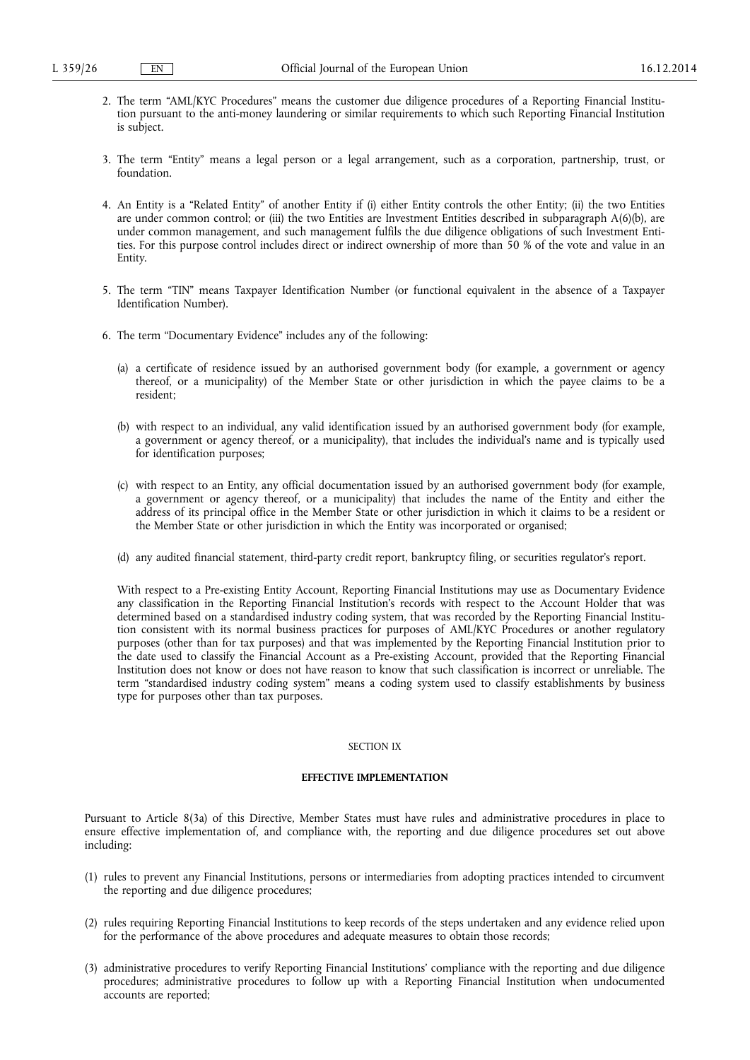2. The term "AML/KYC Procedures" means the customer due diligence procedures of a Reporting Financial Institution pursuant to the anti-money laundering or similar requirements to which such Reporting Financial Institution is subject.

3. The term "Entity" means a legal person or a legal arrangement, such as a corporation, partnership, trust, or foundation.

4. An Entity is a "Related Entity" of another Entity if (i) either Entity controls the other Entity; (ii) the two Entities are under common control; or (iii) the two Entities are Investment Entities described in subparagraph A(6)(b), are under common management, and such management fulfils the due diligence obligations of such Investment Entities. For this purpose control includes direct or indirect ownership of more than 50 % of the vote and value in an Entity.

5. The term "TIN" means Taxpayer Identification Number (or functional equivalent in the absence of a Taxpayer Identification Number).

6. The term "Documentary Evidence" includes any of the following:

   (a) a certificate of residence issued by an authorised government body (for example, a government or agency thereof, or a municipality) of the Member State or other jurisdiction in which the payee claims to be a resident;

   (b) with respect to an individual, any valid identification issued by an authorised government body (for example, a government or agency thereof, or a municipality), that includes the individual's name and is typically used for identification purposes;

   (c) with respect to an Entity, any official documentation issued by an authorised government body (for example, a government or agency thereof, or a municipality) that includes the name of the Entity and either the address of its principal office in the Member State or other jurisdiction in which it claims to be a resident or the Member State or other jurisdiction in which the Entity was incorporated or organised;

   (d) any audited financial statement, third-party credit report, bankruptcy filing, or securities regulator's report.

   With respect to a Pre-existing Entity Account, Reporting Financial Institutions may use as Documentary Evidence any classification in the Reporting Financial Institution's records with respect to the Account Holder that was determined based on a standardised industry coding system, that was recorded by the Reporting Financial Institution consistent with its normal business practices for purposes of AML/KYC Procedures or another regulatory purposes (other than for tax purposes) and that was implemented by the Reporting Financial Institution prior to the date used to classify the Financial Account as a Pre-existing Account, provided that the Reporting Financial Institution does not know or does not have reason to know that such classification is incorrect or unreliable. The term "standardised industry coding system" means a coding system used to classify establishments by business type for purposes other than tax purposes.

## SECTION IX

## EFFECTIVE IMPLEMENTATION

Pursuant to Article 8(3a) of this Directive, Member States must have rules and administrative procedures in place to ensure effective implementation of, and compliance with, the reporting and due diligence procedures set out above including:

(1) rules to prevent any Financial Institutions, persons or intermediaries from adopting practices intended to circumvent the reporting and due diligence procedures;

(2) rules requiring Reporting Financial Institutions to keep records of the steps undertaken and any evidence relied upon for the performance of the above procedures and adequate measures to obtain those records;

(3) administrative procedures to verify Reporting Financial Institutions' compliance with the reporting and due diligence procedures; administrative procedures to follow up with a Reporting Financial Institution when undocumented accounts are reported;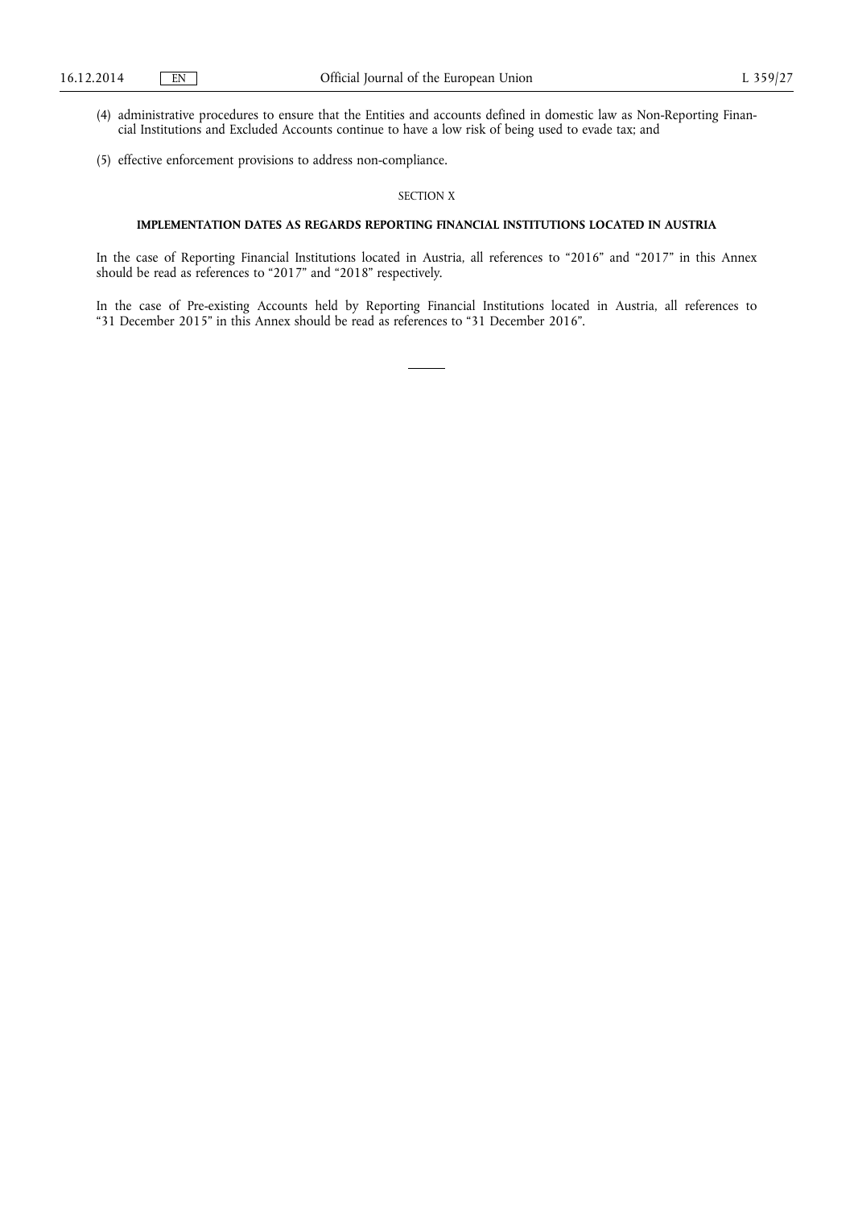(4) administrative procedures to ensure that the Entities and accounts defined in domestic law as Non-Reporting Financial Institutions and Excluded Accounts continue to have a low risk of being used to evade tax; and

(5) effective enforcement provisions to address non-compliance.

SECTION X

## IMPLEMENTATION DATES AS REGARDS REPORTING FINANCIAL INSTITUTIONS LOCATED IN AUSTRIA

In the case of Reporting Financial Institutions located in Austria, all references to "2016" and "2017" in this Annex should be read as references to "2017" and "2018" respectively.

In the case of Pre-existing Accounts held by Reporting Financial Institutions located in Austria, all references to "31 December 2015" in this Annex should be read as references to "31 December 2016".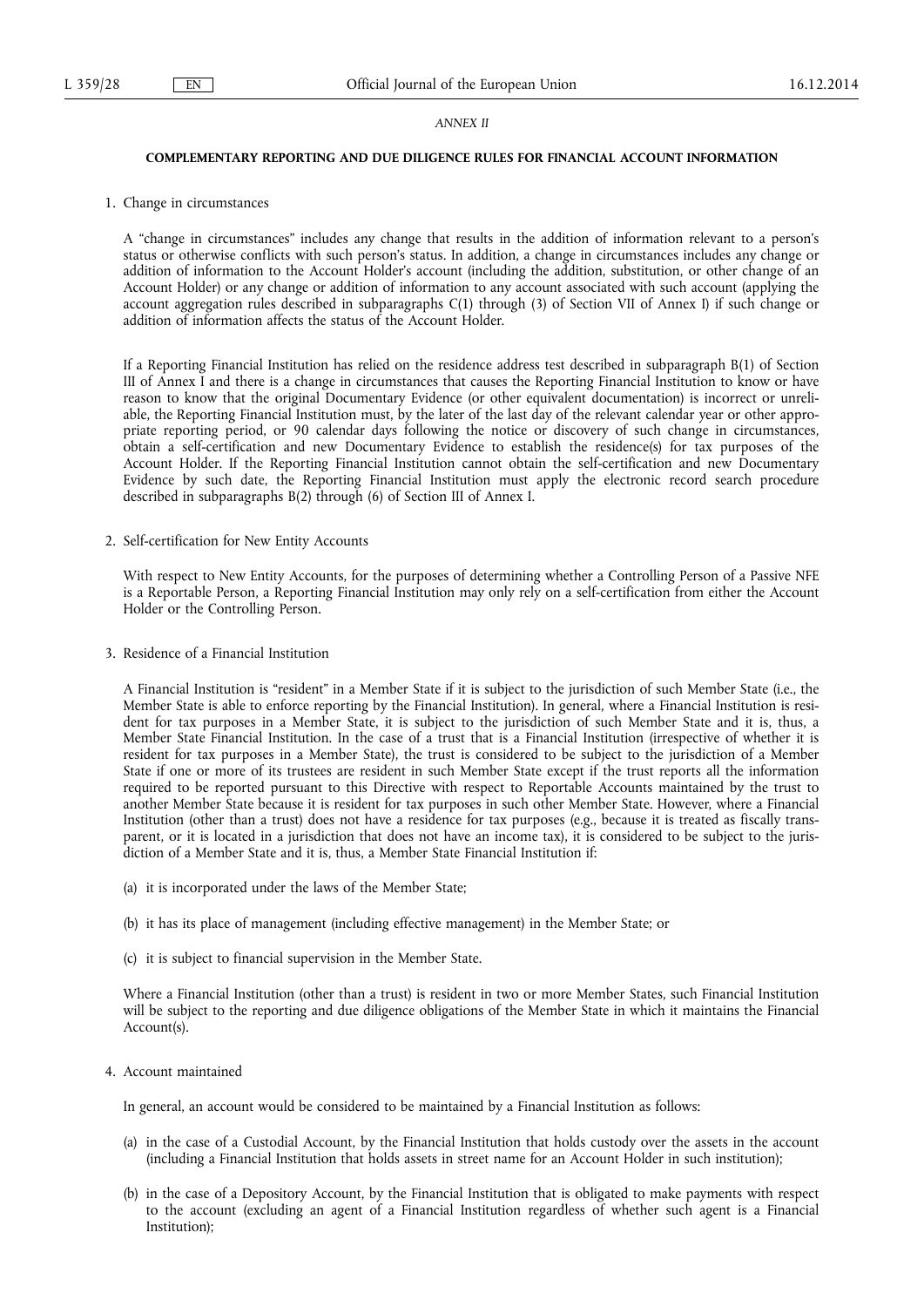*ANNEX II*

**COMPLEMENTARY REPORTING AND DUE DILIGENCE RULES FOR FINANCIAL ACCOUNT INFORMATION**

1. Change in circumstances

   A "change in circumstances" includes any change that results in the addition of information relevant to a person's status or otherwise conflicts with such person's status. In addition, a change in circumstances includes any change or addition of information to the Account Holder's account (including the addition, substitution, or other change of an Account Holder) or any change or addition of information to any account associated with such account (applying the account aggregation rules described in subparagraphs C(1) through (3) of Section VII of Annex I) if such change or addition of information affects the status of the Account Holder.

   If a Reporting Financial Institution has relied on the residence address test described in subparagraph B(1) of Section III of Annex I and there is a change in circumstances that causes the Reporting Financial Institution to know or have reason to know that the original Documentary Evidence (or other equivalent documentation) is incorrect or unreliable, the Reporting Financial Institution must, by the later of the last day of the relevant calendar year or other appropriate reporting period, or 90 calendar days following the notice or discovery of such change in circumstances, obtain a self-certification and new Documentary Evidence to establish the residence(s) for tax purposes of the Account Holder. If the Reporting Financial Institution cannot obtain the self-certification and new Documentary Evidence by such date, the Reporting Financial Institution must apply the electronic record search procedure described in subparagraphs B(2) through (6) of Section III of Annex I.

2. Self-certification for New Entity Accounts

   With respect to New Entity Accounts, for the purposes of determining whether a Controlling Person of a Passive NFE is a Reportable Person, a Reporting Financial Institution may only rely on a self-certification from either the Account Holder or the Controlling Person.

3. Residence of a Financial Institution

   A Financial Institution is "resident" in a Member State if it is subject to the jurisdiction of such Member State (i.e., the Member State is able to enforce reporting by the Financial Institution). In general, where a Financial Institution is resident for tax purposes in a Member State, it is subject to the jurisdiction of such Member State and it is, thus, a Member State Financial Institution. In the case of a trust that is a Financial Institution (irrespective of whether it is resident for tax purposes in a Member State), the trust is considered to be subject to the jurisdiction of a Member State if one or more of its trustees are resident in such Member State except if the trust reports all the information required to be reported pursuant to this Directive with respect to Reportable Accounts maintained by the trust to another Member State because it is resident for tax purposes in such other Member State. However, where a Financial Institution (other than a trust) does not have a residence for tax purposes (e.g., because it is treated as fiscally transparent, or it is located in a jurisdiction that does not have an income tax), it is considered to be subject to the jurisdiction of a Member State and it is, thus, a Member State Financial Institution if:

   (a) it is incorporated under the laws of the Member State;

   (b) it has its place of management (including effective management) in the Member State; or

   (c) it is subject to financial supervision in the Member State.

   Where a Financial Institution (other than a trust) is resident in two or more Member States, such Financial Institution will be subject to the reporting and due diligence obligations of the Member State in which it maintains the Financial Account(s).

4. Account maintained

   In general, an account would be considered to be maintained by a Financial Institution as follows:

   (a) in the case of a Custodial Account, by the Financial Institution that holds custody over the assets in the account (including a Financial Institution that holds assets in street name for an Account Holder in such institution);

   (b) in the case of a Depository Account, by the Financial Institution that is obligated to make payments with respect to the account (excluding an agent of a Financial Institution regardless of whether such agent is a Financial Institution);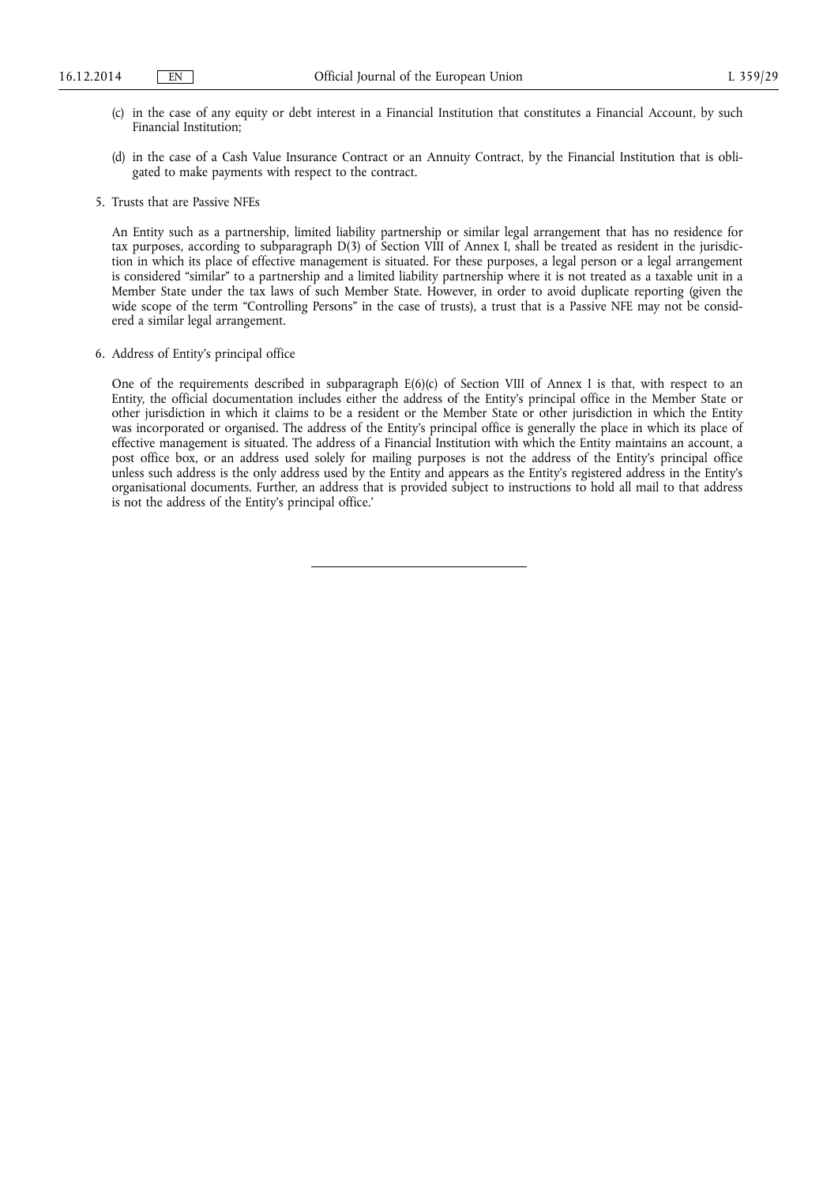(c) in the case of any equity or debt interest in a Financial Institution that constitutes a Financial Account, by such Financial Institution;

(d) in the case of a Cash Value Insurance Contract or an Annuity Contract, by the Financial Institution that is obligated to make payments with respect to the contract.

5. Trusts that are Passive NFEs

An Entity such as a partnership, limited liability partnership or similar legal arrangement that has no residence for tax purposes, according to subparagraph D(3) of Section VIII of Annex I, shall be treated as resident in the jurisdiction in which its place of effective management is situated. For these purposes, a legal person or a legal arrangement is considered "similar" to a partnership and a limited liability partnership where it is not treated as a taxable unit in a Member State under the tax laws of such Member State. However, in order to avoid duplicate reporting (given the wide scope of the term "Controlling Persons" in the case of trusts), a trust that is a Passive NFE may not be considered a similar legal arrangement.

6. Address of Entity's principal office

One of the requirements described in subparagraph E(6)(c) of Section VIII of Annex I is that, with respect to an Entity, the official documentation includes either the address of the Entity's principal office in the Member State or other jurisdiction in which it claims to be a resident or the Member State or other jurisdiction in which the Entity was incorporated or organised. The address of the Entity's principal office is generally the place in which its place of effective management is situated. The address of a Financial Institution with which the Entity maintains an account, a post office box, or an address used solely for mailing purposes is not the address of the Entity's principal office unless such address is the only address used by the Entity and appears as the Entity's registered address in the Entity's organisational documents. Further, an address that is provided subject to instructions to hold all mail to that address is not the address of the Entity's principal office.'